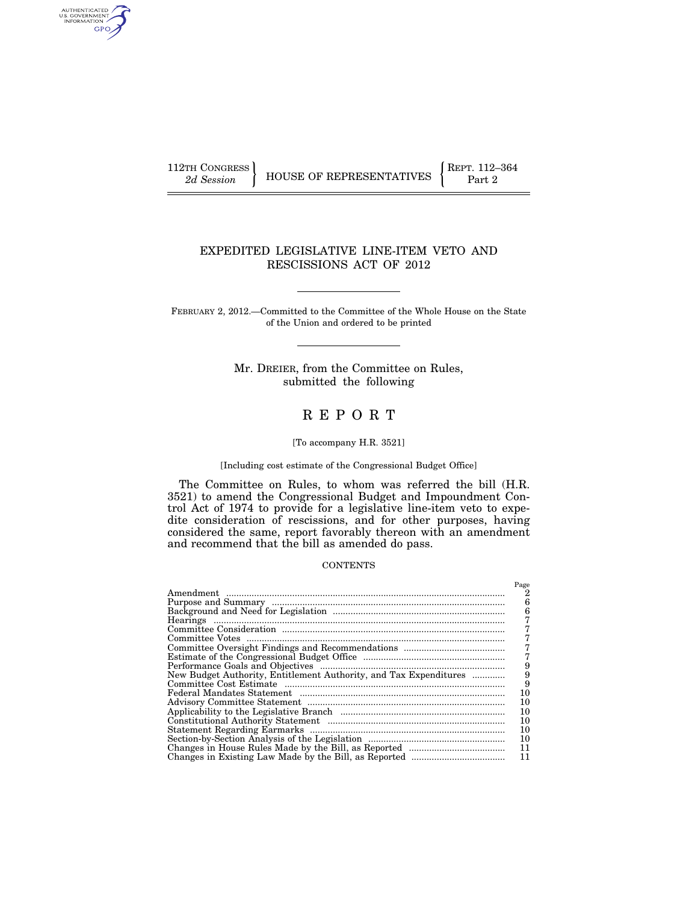112TH CONGRESS 2d Session | HOUSE OF REPRESENTATIVES | REPT. 112–364 Part 2

# EXPEDITED LEGISLATIVE LINE-ITEM VETO AND RESCISSIONS ACT OF 2012

FEBRUARY 2, 2012.—Committed to the Committee of the Whole House on the State of the Union and ordered to be printed

Mr. DREIER, from the Committee on Rules, submitted the following

# REPORT

[To accompany H.R. 3521]

[Including cost estimate of the Congressional Budget Office]

The Committee on Rules, to whom was referred the bill (H.R. 3521) to amend the Congressional Budget and Impoundment Control Act of 1974 to provide for a legislative line-item veto to expedite consideration of rescissions, and for other purposes, having considered the same, report favorably thereon with an amendment and recommend that the bill as amended do pass.

CONTENTS

| | Page |
|---|---|
| Amendment | 2 |
| Purpose and Summary | 6 |
| Background and Need for Legislation | 6 |
| Hearings | 7 |
| Committee Consideration | 7 |
| Committee Votes | 7 |
| Committee Oversight Findings and Recommendations | 7 |
| Estimate of the Congressional Budget Office | 7 |
| Performance Goals and Objectives | 9 |
| New Budget Authority, Entitlement Authority, and Tax Expenditures | 9 |
| Committee Cost Estimate | 9 |
| Federal Mandates Statement | 10 |
| Advisory Committee Statement | 10 |
| Applicability to the Legislative Branch | 10 |
| Constitutional Authority Statement | 10 |
| Statement Regarding Earmarks | 10 |
| Section-by-Section Analysis of the Legislation | 10 |
| Changes in House Rules Made by the Bill, as Reported | 11 |
| Changes in Existing Law Made by the Bill, as Reported | 11 |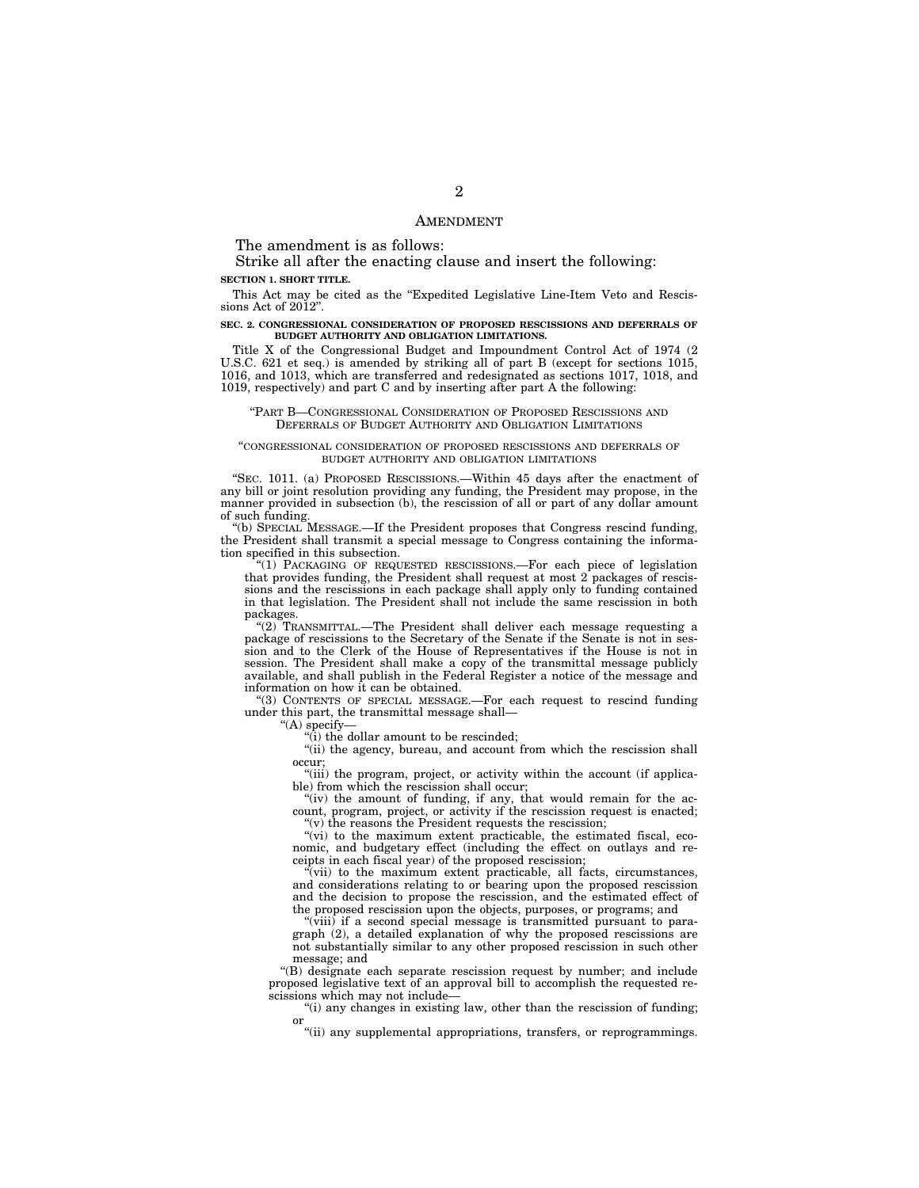## AMENDMENT

The amendment is as follows:

Strike all after the enacting clause and insert the following:

**SECTION 1. SHORT TITLE.**

This Act may be cited as the "Expedited Legislative Line-Item Veto and Rescissions Act of 2012".

**SEC. 2. CONGRESSIONAL CONSIDERATION OF PROPOSED RESCISSIONS AND DEFERRALS OF BUDGET AUTHORITY AND OBLIGATION LIMITATIONS.**

Title X of the Congressional Budget and Impoundment Control Act of 1974 (2 U.S.C. 621 et seq.) is amended by striking all of part B (except for sections 1015, 1016, and 1013, which are transferred and redesignated as sections 1017, 1018, and 1019, respectively) and part C and by inserting after part A the following:

"PART B—CONGRESSIONAL CONSIDERATION OF PROPOSED RESCISSIONS AND DEFERRALS OF BUDGET AUTHORITY AND OBLIGATION LIMITATIONS

"CONGRESSIONAL CONSIDERATION OF PROPOSED RESCISSIONS AND DEFERRALS OF BUDGET AUTHORITY AND OBLIGATION LIMITATIONS

"SEC. 1011. (a) PROPOSED RESCISSIONS.—Within 45 days after the enactment of any bill or joint resolution providing any funding, the President may propose, in the manner provided in subsection (b), the rescission of all or part of any dollar amount of such funding.

"(b) SPECIAL MESSAGE.—If the President proposes that Congress rescind funding, the President shall transmit a special message to Congress containing the information specified in this subsection.

"(1) PACKAGING OF REQUESTED RESCISSIONS.—For each piece of legislation that provides funding, the President shall request at most 2 packages of rescissions and the rescissions in each package shall apply only to funding contained in that legislation. The President shall not include the same rescission in both packages.

"(2) TRANSMITTAL.—The President shall deliver each message requesting a package of rescissions to the Secretary of the Senate if the Senate is not in session and to the Clerk of the House of Representatives if the House is not in session. The President shall make a copy of the transmittal message publicly available, and shall publish in the Federal Register a notice of the message and information on how it can be obtained.

"(3) CONTENTS OF SPECIAL MESSAGE.—For each request to rescind funding under this part, the transmittal message shall—

"(A) specify—

"(i) the dollar amount to be rescinded;

"(ii) the agency, bureau, and account from which the rescission shall occur;

"(iii) the program, project, or activity within the account (if applicable) from which the rescission shall occur;

"(iv) the amount of funding, if any, that would remain for the account, program, project, or activity if the rescission request is enacted;

"(v) the reasons the President requests the rescission;

"(vi) to the maximum extent practicable, the estimated fiscal, economic, and budgetary effect (including the effect on outlays and receipts in each fiscal year) of the proposed rescission;

"(vii) to the maximum extent practicable, all facts, circumstances, and considerations relating to or bearing upon the proposed rescission and the decision to propose the rescission, and the estimated effect of the proposed rescission upon the objects, purposes, or programs; and

"(viii) if a second special message is transmitted pursuant to paragraph (2), a detailed explanation of why the proposed rescissions are not substantially similar to any other proposed rescission in such other message; and

"(B) designate each separate rescission request by number; and include proposed legislative text of an approval bill to accomplish the requested rescissions which may not include—

"(i) any changes in existing law, other than the rescission of funding; or

"(ii) any supplemental appropriations, transfers, or reprogrammings.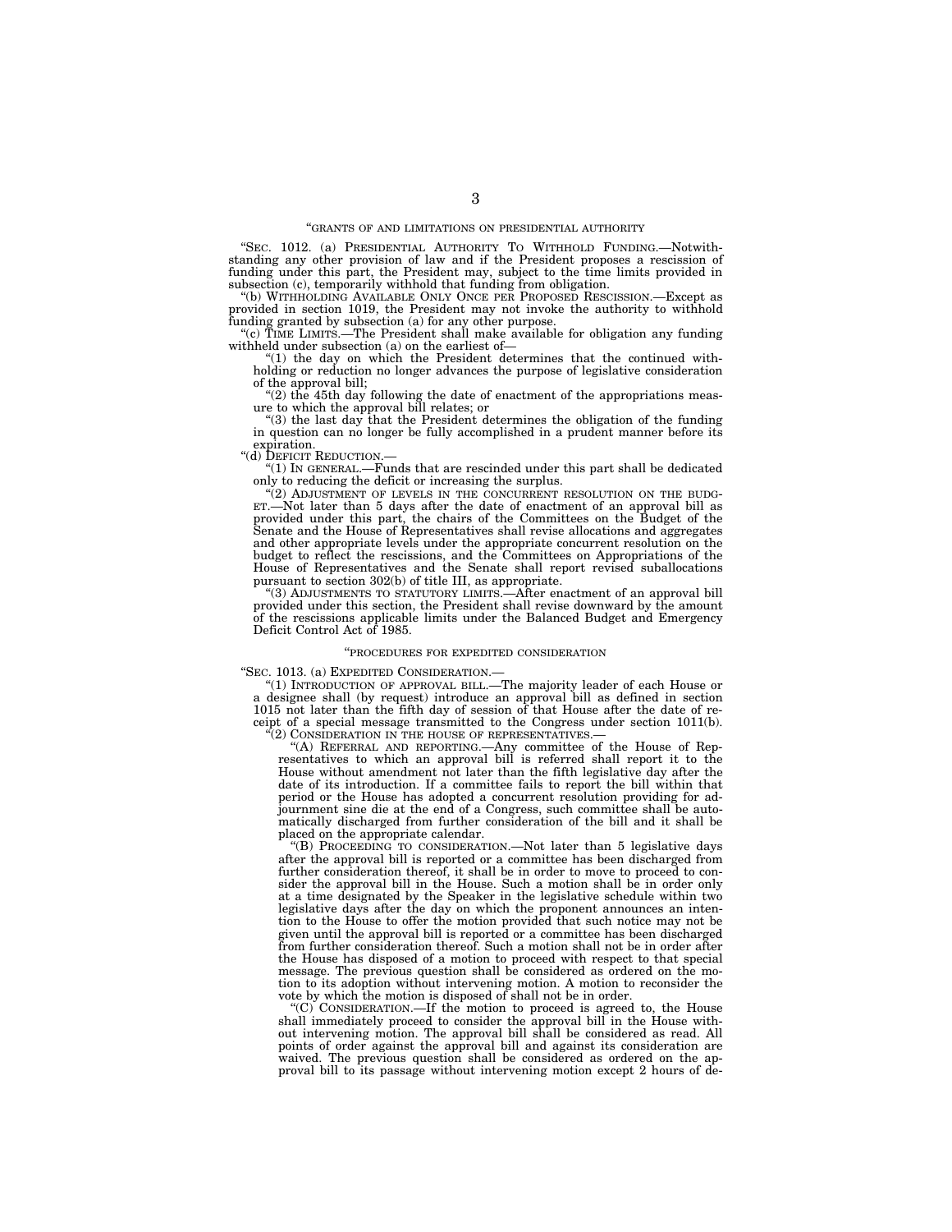"GRANTS OF AND LIMITATIONS ON PRESIDENTIAL AUTHORITY

"SEC. 1012. (a) PRESIDENTIAL AUTHORITY TO WITHHOLD FUNDING.—Notwithstanding any other provision of law and if the President proposes a rescission of funding under this part, the President may, subject to the time limits provided in subsection (c), temporarily withhold that funding from obligation.

"(b) WITHHOLDING AVAILABLE ONLY ONCE PER PROPOSED RESCISSION.—Except as provided in section 1019, the President may not invoke the authority to withhold funding granted by subsection (a) for any other purpose.

"(c) TIME LIMITS.—The President shall make available for obligation any funding withheld under subsection (a) on the earliest of—

"(1) the day on which the President determines that the continued withholding or reduction no longer advances the purpose of legislative consideration of the approval bill;

"(2) the 45th day following the date of enactment of the appropriations measure to which the approval bill relates; or

"(3) the last day that the President determines the obligation of the funding in question can no longer be fully accomplished in a prudent manner before its expiration.

"(d) DEFICIT REDUCTION.—

"(1) IN GENERAL.—Funds that are rescinded under this part shall be dedicated only to reducing the deficit or increasing the surplus.

"(2) ADJUSTMENT OF LEVELS IN THE CONCURRENT RESOLUTION ON THE BUDGET.—Not later than 5 days after the date of enactment of an approval bill as provided under this part, the chairs of the Committees on the Budget of the Senate and the House of Representatives shall revise allocations and aggregates and other appropriate levels under the appropriate concurrent resolution on the budget to reflect the rescissions, and the Committees on Appropriations of the House of Representatives and the Senate shall report revised suballocations pursuant to section 302(b) of title III, as appropriate.

"(3) ADJUSTMENTS TO STATUTORY LIMITS.—After enactment of an approval bill provided under this section, the President shall revise downward by the amount of the rescissions applicable limits under the Balanced Budget and Emergency Deficit Control Act of 1985.

"PROCEDURES FOR EXPEDITED CONSIDERATION

"SEC. 1013. (a) EXPEDITED CONSIDERATION.—

"(1) INTRODUCTION OF APPROVAL BILL.—The majority leader of each House or a designee shall (by request) introduce an approval bill as defined in section 1015 not later than the fifth day of session of that House after the date of receipt of a special message transmitted to the Congress under section 1011(b).

"(2) CONSIDERATION IN THE HOUSE OF REPRESENTATIVES.—

"(A) REFERRAL AND REPORTING.—Any committee of the House of Representatives to which an approval bill is referred shall report it to the House without amendment not later than the fifth legislative day after the date of its introduction. If a committee fails to report the bill within that period or the House has adopted a concurrent resolution providing for adjournment sine die at the end of a Congress, such committee shall be automatically discharged from further consideration of the bill and it shall be placed on the appropriate calendar.

"(B) PROCEEDING TO CONSIDERATION.—Not later than 5 legislative days after the approval bill is reported or a committee has been discharged from further consideration thereof, it shall be in order to move to proceed to consider the approval bill in the House. Such a motion shall be in order only at a time designated by the Speaker in the legislative schedule within two legislative days after the day on which the proponent announces an intention to the House to offer the motion provided that such notice may not be given until the approval bill is reported or a committee has been discharged from further consideration thereof. Such a motion shall not be in order after the House has disposed of a motion to proceed with respect to that special message. The previous question shall be considered as ordered on the motion to its adoption without intervening motion. A motion to reconsider the vote by which the motion is disposed of shall not be in order.

"(C) CONSIDERATION.—If the motion to proceed is agreed to, the House shall immediately proceed to consider the approval bill in the House without intervening motion. The approval bill shall be considered as read. All points of order against the approval bill and against its consideration are waived. The previous question shall be considered as ordered on the approval bill to its passage without intervening motion except 2 hours of de-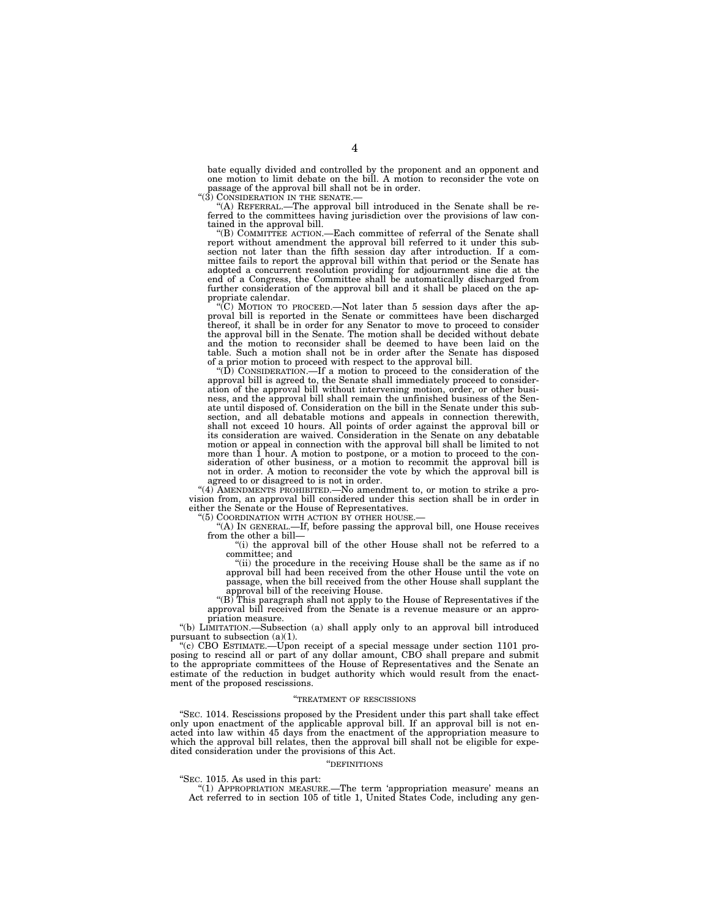bate equally divided and controlled by the proponent and an opponent and one motion to limit debate on the bill. A motion to reconsider the vote on passage of the approval bill shall not be in order.

"(3) CONSIDERATION IN THE SENATE.—

"(A) REFERRAL.—The approval bill introduced in the Senate shall be referred to the committees having jurisdiction over the provisions of law contained in the approval bill.

"(B) COMMITTEE ACTION.—Each committee of referral of the Senate shall report without amendment the approval bill referred to it under this subsection not later than the fifth session day after introduction. If a committee fails to report the approval bill within that period or the Senate has adopted a concurrent resolution providing for adjournment sine die at the end of a Congress, the Committee shall be automatically discharged from further consideration of the approval bill and it shall be placed on the appropriate calendar.

"(C) MOTION TO PROCEED.—Not later than 5 session days after the approval bill is reported in the Senate or committees have been discharged thereof, it shall be in order for any Senator to move to proceed to consider the approval bill in the Senate. The motion shall be decided without debate and the motion to reconsider shall be deemed to have been laid on the table. Such a motion shall not be in order after the Senate has disposed of a prior motion to proceed with respect to the approval bill.

"(D) CONSIDERATION.—If a motion to proceed to the consideration of the approval bill is agreed to, the Senate shall immediately proceed to consideration of the approval bill without intervening motion, order, or other business, and the approval bill shall remain the unfinished business of the Senate until disposed of. Consideration on the bill in the Senate under this subsection, and all debatable motions and appeals in connection therewith, shall not exceed 10 hours. All points of order against the approval bill or its consideration are waived. Consideration in the Senate on any debatable motion or appeal in connection with the approval bill shall be limited to not more than 1 hour. A motion to postpone, or a motion to proceed to the consideration of other business, or a motion to recommit the approval bill is not in order. A motion to reconsider the vote by which the approval bill is agreed to or disagreed to is not in order.

"(4) AMENDMENTS PROHIBITED.—No amendment to, or motion to strike a provision from, an approval bill considered under this section shall be in order in either the Senate or the House of Representatives.

"(5) COORDINATION WITH ACTION BY OTHER HOUSE.—

"(A) IN GENERAL.—If, before passing the approval bill, one House receives from the other a bill—

"(i) the approval bill of the other House shall not be referred to a committee; and

"(ii) the procedure in the receiving House shall be the same as if no approval bill had been received from the other House until the vote on passage, when the bill received from the other House shall supplant the approval bill of the receiving House.

"(B) This paragraph shall not apply to the House of Representatives if the approval bill received from the Senate is a revenue measure or an appropriation measure.

"(b) LIMITATION.—Subsection (a) shall apply only to an approval bill introduced pursuant to subsection (a)(1).

"(c) CBO ESTIMATE.—Upon receipt of a special message under section 1101 proposing to rescind all or part of any dollar amount, CBO shall prepare and submit to the appropriate committees of the House of Representatives and the Senate an estimate of the reduction in budget authority which would result from the enactment of the proposed rescissions.

"TREATMENT OF RESCISSIONS

"SEC. 1014. Rescissions proposed by the President under this part shall take effect only upon enactment of the applicable approval bill. If an approval bill is not enacted into law within 45 days from the enactment of the appropriation measure to which the approval bill relates, then the approval bill shall not be eligible for expedited consideration under the provisions of this Act.

"DEFINITIONS

"SEC. 1015. As used in this part:

"(1) APPROPRIATION MEASURE.—The term 'appropriation measure' means an Act referred to in section 105 of title 1, United States Code, including any gen-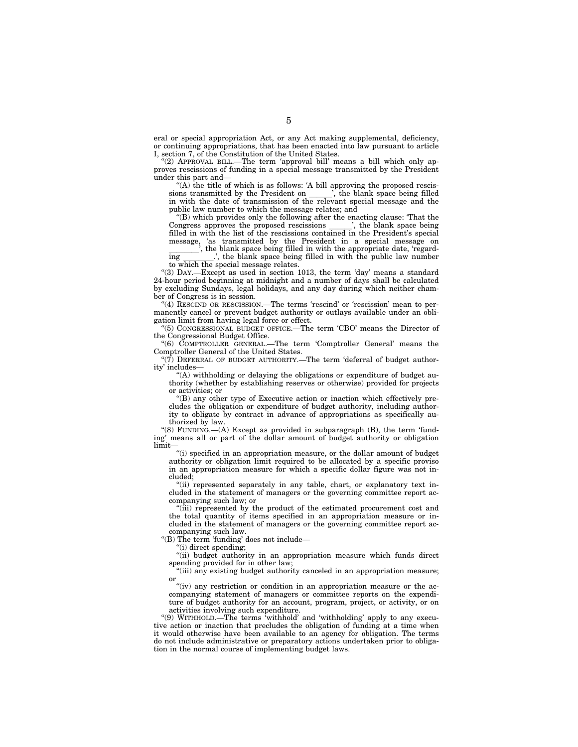eral or special appropriation Act, or any Act making supplemental, deficiency, or continuing appropriations, that has been enacted into law pursuant to article I, section 7, of the Constitution of the United States.

"(2) APPROVAL BILL.—The term 'approval bill' means a bill which only approves rescissions of funding in a special message transmitted by the President under this part and—

"(A) the title of which is as follows: 'A bill approving the proposed rescissions transmitted by the President on ______', the blank space being filled in with the date of transmission of the relevant special message and the public law number to which the message relates; and

"(B) which provides only the following after the enacting clause: 'That the Congress approves the proposed rescissions ______', the blank space being filled in with the list of the rescissions contained in the President's special message, 'as transmitted by the President in a special message on ________', the blank space being filled in with the appropriate date, 'regarding ________.', the blank space being filled in with the public law number to which the special message relates.

"(3) DAY.—Except as used in section 1013, the term 'day' means a standard 24-hour period beginning at midnight and a number of days shall be calculated by excluding Sundays, legal holidays, and any day during which neither chamber of Congress is in session.

"(4) RESCIND OR RESCISSION.—The terms 'rescind' or 'rescission' mean to permanently cancel or prevent budget authority or outlays available under an obligation limit from having legal force or effect.

"(5) CONGRESSIONAL BUDGET OFFICE.—The term 'CBO' means the Director of the Congressional Budget Office.

"(6) COMPTROLLER GENERAL.—The term 'Comptroller General' means the Comptroller General of the United States.

"(7) DEFERRAL OF BUDGET AUTHORITY.—The term 'deferral of budget authority' includes—

"(A) withholding or delaying the obligations or expenditure of budget authority (whether by establishing reserves or otherwise) provided for projects or activities; or

"(B) any other type of Executive action or inaction which effectively precludes the obligation or expenditure of budget authority, including authority to obligate by contract in advance of appropriations as specifically authorized by law.

"(8) FUNDING.—(A) Except as provided in subparagraph (B), the term 'funding' means all or part of the dollar amount of budget authority or obligation limit—

"(i) specified in an appropriation measure, or the dollar amount of budget authority or obligation limit required to be allocated by a specific proviso in an appropriation measure for which a specific dollar figure was not included;

"(ii) represented separately in any table, chart, or explanatory text included in the statement of managers or the governing committee report accompanying such law; or

"(iii) represented by the product of the estimated procurement cost and the total quantity of items specified in an appropriation measure or included in the statement of managers or the governing committee report accompanying such law.

"(B) The term 'funding' does not include—

"(i) direct spending;

"(ii) budget authority in an appropriation measure which funds direct spending provided for in other law;

"(iii) any existing budget authority canceled in an appropriation measure; or

"(iv) any restriction or condition in an appropriation measure or the accompanying statement of managers or committee reports on the expenditure of budget authority for an account, program, project, or activity, or on activities involving such expenditure.

"(9) WITHHOLD.—The terms 'withhold' and 'withholding' apply to any executive action or inaction that precludes the obligation of funding at a time when it would otherwise have been available to an agency for obligation. The terms do not include administrative or preparatory actions undertaken prior to obligation in the normal course of implementing budget laws.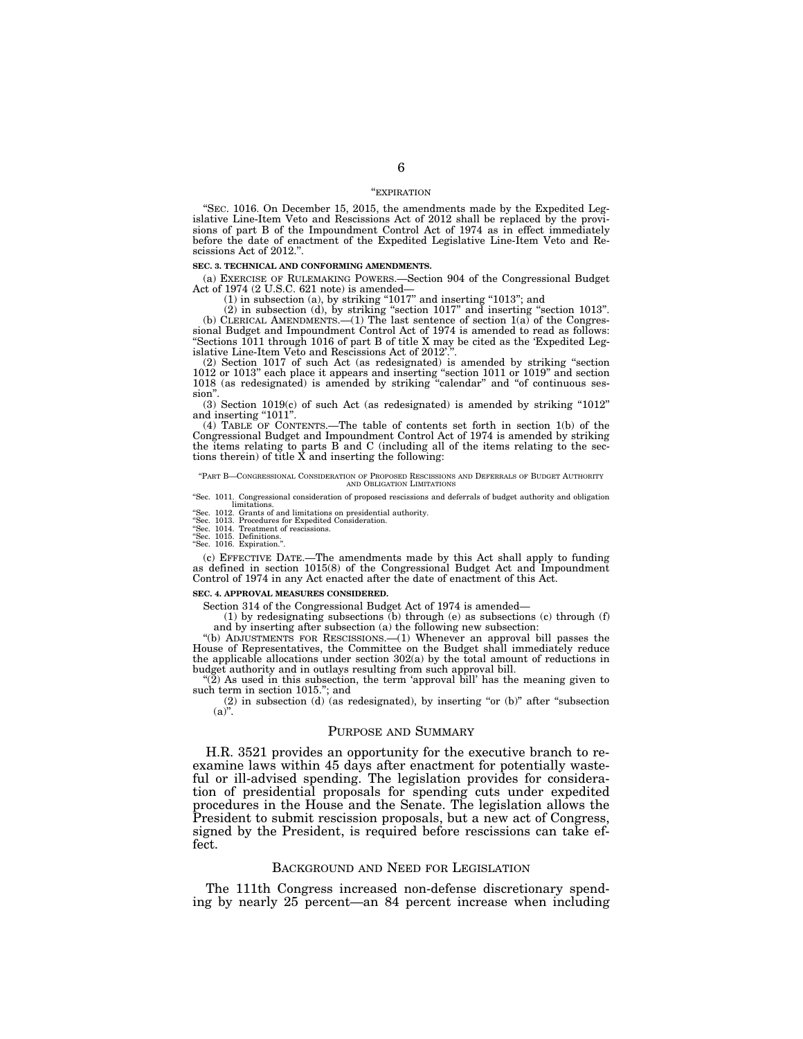"EXPIRATION

"SEC. 1016. On December 15, 2015, the amendments made by the Expedited Legislative Line-Item Veto and Rescissions Act of 2012 shall be replaced by the provisions of part B of the Impoundment Control Act of 1974 as in effect immediately before the date of enactment of the Expedited Legislative Line-Item Veto and Rescissions Act of 2012.".

**SEC. 3. TECHNICAL AND CONFORMING AMENDMENTS.**

(a) EXERCISE OF RULEMAKING POWERS.—Section 904 of the Congressional Budget Act of 1974 (2 U.S.C. 621 note) is amended—

(1) in subsection (a), by striking "1017" and inserting "1013"; and

(2) in subsection (d), by striking "section 1017" and inserting "section 1013".

(b) CLERICAL AMENDMENTS.—(1) The last sentence of section 1(a) of the Congressional Budget and Impoundment Control Act of 1974 is amended to read as follows: "Sections 1011 through 1016 of part B of title X may be cited as the 'Expedited Legislative Line-Item Veto and Rescissions Act of 2012'.".

(2) Section 1017 of such Act (as redesignated) is amended by striking "section 1012 or 1013" each place it appears and inserting "section 1011 or 1019" and section 1018 (as redesignated) is amended by striking "calendar" and "of continuous session".

(3) Section 1019(c) of such Act (as redesignated) is amended by striking "1012" and inserting "1011".

(4) TABLE OF CONTENTS.—The table of contents set forth in section 1(b) of the Congressional Budget and Impoundment Control Act of 1974 is amended by striking the items relating to parts B and C (including all of the items relating to the sections therein) of title X and inserting the following:

"PART B—CONGRESSIONAL CONSIDERATION OF PROPOSED RESCISSIONS AND DEFERRALS OF BUDGET AUTHORITY AND OBLIGATION LIMITATIONS

"Sec. 1011. Congressional consideration of proposed rescissions and deferrals of budget authority and obligation limitations.
"Sec. 1012. Grants of and limitations on presidential authority.
"Sec. 1013. Procedures for Expedited Consideration.
"Sec. 1014. Treatment of rescissions.
"Sec. 1015. Definitions.
"Sec. 1016. Expiration.".

(c) EFFECTIVE DATE.—The amendments made by this Act shall apply to funding as defined in section 1015(8) of the Congressional Budget Act and Impoundment Control of 1974 in any Act enacted after the date of enactment of this Act.

**SEC. 4. APPROVAL MEASURES CONSIDERED.**

Section 314 of the Congressional Budget Act of 1974 is amended—

(1) by redesignating subsections (b) through (e) as subsections (c) through (f) and by inserting after subsection (a) the following new subsection:

"(b) ADJUSTMENTS FOR RESCISSIONS.—(1) Whenever an approval bill passes the House of Representatives, the Committee on the Budget shall immediately reduce the applicable allocations under section 302(a) by the total amount of reductions in budget authority and in outlays resulting from such approval bill.

"(2) As used in this subsection, the term 'approval bill' has the meaning given to such term in section 1015."; and

(2) in subsection (d) (as redesignated), by inserting "or (b)" after "subsection (a)".

## PURPOSE AND SUMMARY

H.R. 3521 provides an opportunity for the executive branch to reexamine laws within 45 days after enactment for potentially wasteful or ill-advised spending. The legislation provides for consideration of presidential proposals for spending cuts under expedited procedures in the House and the Senate. The legislation allows the President to submit rescission proposals, but a new act of Congress, signed by the President, is required before rescissions can take effect.

## BACKGROUND AND NEED FOR LEGISLATION

The 111th Congress increased non-defense discretionary spending by nearly 25 percent—an 84 percent increase when including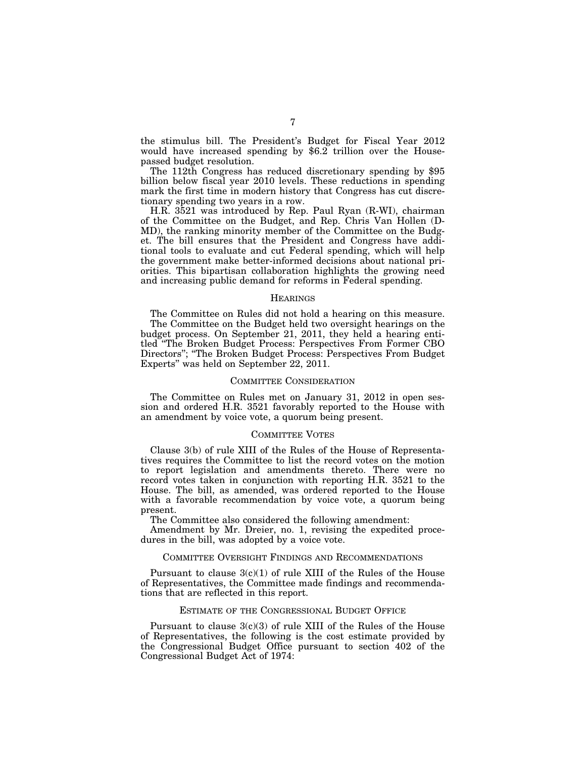the stimulus bill. The President's Budget for Fiscal Year 2012 would have increased spending by $6.2 trillion over the House-passed budget resolution.

The 112th Congress has reduced discretionary spending by $95 billion below fiscal year 2010 levels. These reductions in spending mark the first time in modern history that Congress has cut discretionary spending two years in a row.

H.R. 3521 was introduced by Rep. Paul Ryan (R-WI), chairman of the Committee on the Budget, and Rep. Chris Van Hollen (D-MD), the ranking minority member of the Committee on the Budget. The bill ensures that the President and Congress have additional tools to evaluate and cut Federal spending, which will help the government make better-informed decisions about national priorities. This bipartisan collaboration highlights the growing need and increasing public demand for reforms in Federal spending.

## HEARINGS

The Committee on Rules did not hold a hearing on this measure.

The Committee on the Budget held two oversight hearings on the budget process. On September 21, 2011, they held a hearing entitled "The Broken Budget Process: Perspectives From Former CBO Directors"; "The Broken Budget Process: Perspectives From Budget Experts" was held on September 22, 2011.

## COMMITTEE CONSIDERATION

The Committee on Rules met on January 31, 2012 in open session and ordered H.R. 3521 favorably reported to the House with an amendment by voice vote, a quorum being present.

## COMMITTEE VOTES

Clause 3(b) of rule XIII of the Rules of the House of Representatives requires the Committee to list the record votes on the motion to report legislation and amendments thereto. There were no record votes taken in conjunction with reporting H.R. 3521 to the House. The bill, as amended, was ordered reported to the House with a favorable recommendation by voice vote, a quorum being present.

The Committee also considered the following amendment:

Amendment by Mr. Dreier, no. 1, revising the expedited procedures in the bill, was adopted by a voice vote.

## COMMITTEE OVERSIGHT FINDINGS AND RECOMMENDATIONS

Pursuant to clause 3(c)(1) of rule XIII of the Rules of the House of Representatives, the Committee made findings and recommendations that are reflected in this report.

## ESTIMATE OF THE CONGRESSIONAL BUDGET OFFICE

Pursuant to clause 3(c)(3) of rule XIII of the Rules of the House of Representatives, the following is the cost estimate provided by the Congressional Budget Office pursuant to section 402 of the Congressional Budget Act of 1974: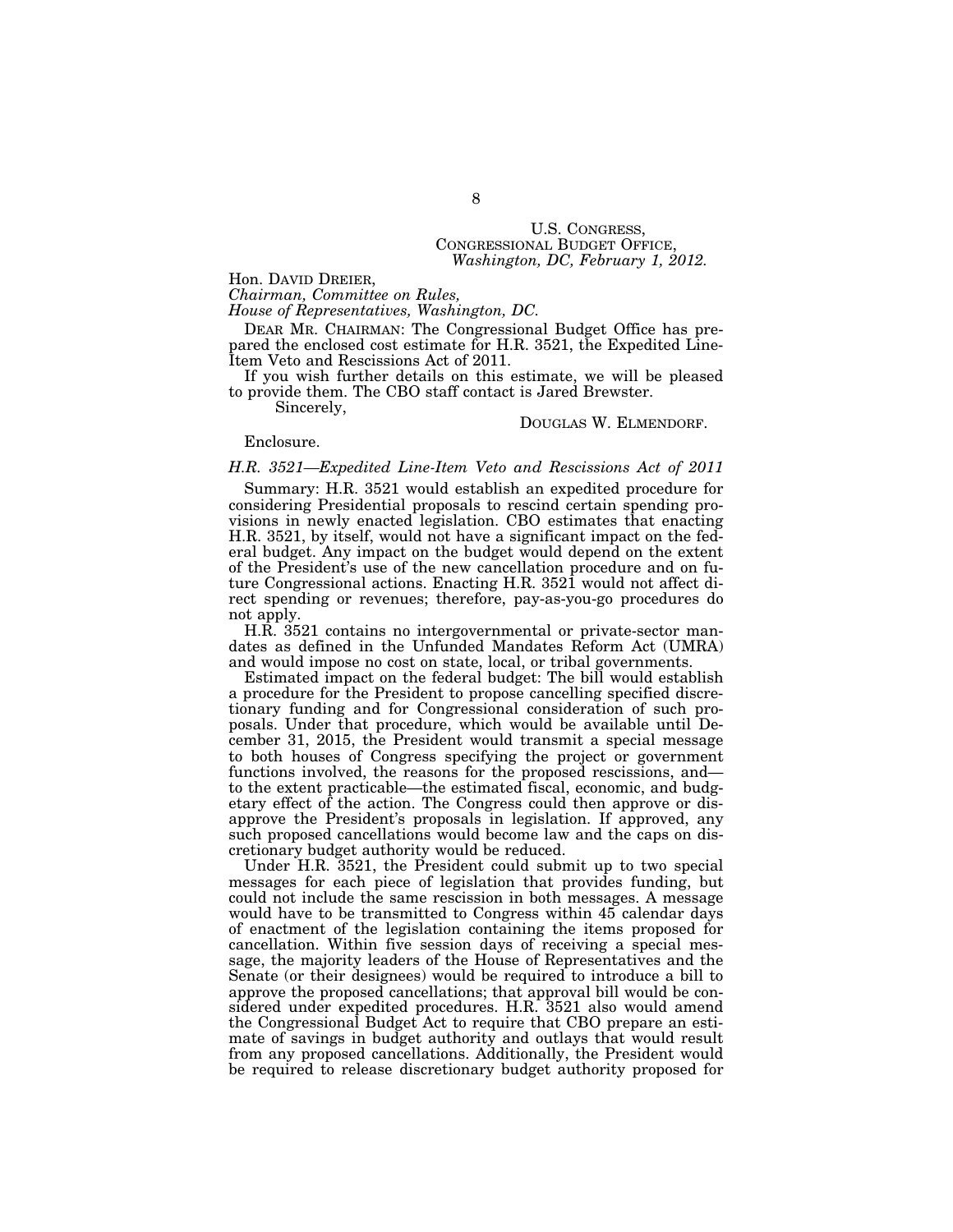U.S. CONGRESS,
CONGRESSIONAL BUDGET OFFICE,
*Washington, DC, February 1, 2012.*

Hon. DAVID DREIER,
*Chairman, Committee on Rules,*
*House of Representatives, Washington, DC.*

DEAR MR. CHAIRMAN: The Congressional Budget Office has prepared the enclosed cost estimate for H.R. 3521, the Expedited Line-Item Veto and Rescissions Act of 2011.

If you wish further details on this estimate, we will be pleased to provide them. The CBO staff contact is Jared Brewster.

Sincerely,

DOUGLAS W. ELMENDORF.

Enclosure.

*H.R. 3521—Expedited Line-Item Veto and Rescissions Act of 2011*

Summary: H.R. 3521 would establish an expedited procedure for considering Presidential proposals to rescind certain spending provisions in newly enacted legislation. CBO estimates that enacting H.R. 3521, by itself, would not have a significant impact on the federal budget. Any impact on the budget would depend on the extent of the President's use of the new cancellation procedure and on future Congressional actions. Enacting H.R. 3521 would not affect direct spending or revenues; therefore, pay-as-you-go procedures do not apply.

H.R. 3521 contains no intergovernmental or private-sector mandates as defined in the Unfunded Mandates Reform Act (UMRA) and would impose no cost on state, local, or tribal governments.

Estimated impact on the federal budget: The bill would establish a procedure for the President to propose cancelling specified discretionary funding and for Congressional consideration of such proposals. Under that procedure, which would be available until December 31, 2015, the President would transmit a special message to both houses of Congress specifying the project or government functions involved, the reasons for the proposed rescissions, and—to the extent practicable—the estimated fiscal, economic, and budgetary effect of the action. The Congress could then approve or disapprove the President's proposals in legislation. If approved, any such proposed cancellations would become law and the caps on discretionary budget authority would be reduced.

Under H.R. 3521, the President could submit up to two special messages for each piece of legislation that provides funding, but could not include the same rescission in both messages. A message would have to be transmitted to Congress within 45 calendar days of enactment of the legislation containing the items proposed for cancellation. Within five session days of receiving a special message, the majority leaders of the House of Representatives and the Senate (or their designees) would be required to introduce a bill to approve the proposed cancellations; that approval bill would be considered under expedited procedures. H.R. 3521 also would amend the Congressional Budget Act to require that CBO prepare an estimate of savings in budget authority and outlays that would result from any proposed cancellations. Additionally, the President would be required to release discretionary budget authority proposed for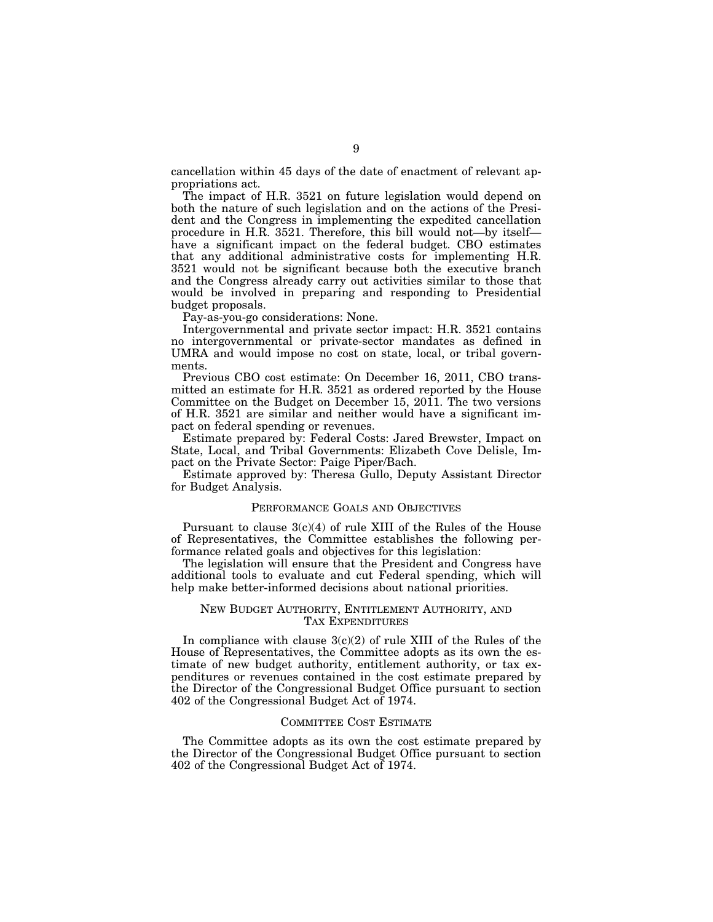cancellation within 45 days of the date of enactment of relevant appropriations act.

The impact of H.R. 3521 on future legislation would depend on both the nature of such legislation and on the actions of the President and the Congress in implementing the expedited cancellation procedure in H.R. 3521. Therefore, this bill would not—by itself—have a significant impact on the federal budget. CBO estimates that any additional administrative costs for implementing H.R. 3521 would not be significant because both the executive branch and the Congress already carry out activities similar to those that would be involved in preparing and responding to Presidential budget proposals.

Pay-as-you-go considerations: None.

Intergovernmental and private sector impact: H.R. 3521 contains no intergovernmental or private-sector mandates as defined in UMRA and would impose no cost on state, local, or tribal governments.

Previous CBO cost estimate: On December 16, 2011, CBO transmitted an estimate for H.R. 3521 as ordered reported by the House Committee on the Budget on December 15, 2011. The two versions of H.R. 3521 are similar and neither would have a significant impact on federal spending or revenues.

Estimate prepared by: Federal Costs: Jared Brewster, Impact on State, Local, and Tribal Governments: Elizabeth Cove Delisle, Impact on the Private Sector: Paige Piper/Bach.

Estimate approved by: Theresa Gullo, Deputy Assistant Director for Budget Analysis.

## PERFORMANCE GOALS AND OBJECTIVES

Pursuant to clause 3(c)(4) of rule XIII of the Rules of the House of Representatives, the Committee establishes the following performance related goals and objectives for this legislation:

The legislation will ensure that the President and Congress have additional tools to evaluate and cut Federal spending, which will help make better-informed decisions about national priorities.

## NEW BUDGET AUTHORITY, ENTITLEMENT AUTHORITY, AND TAX EXPENDITURES

In compliance with clause 3(c)(2) of rule XIII of the Rules of the House of Representatives, the Committee adopts as its own the estimate of new budget authority, entitlement authority, or tax expenditures or revenues contained in the cost estimate prepared by the Director of the Congressional Budget Office pursuant to section 402 of the Congressional Budget Act of 1974.

## COMMITTEE COST ESTIMATE

The Committee adopts as its own the cost estimate prepared by the Director of the Congressional Budget Office pursuant to section 402 of the Congressional Budget Act of 1974.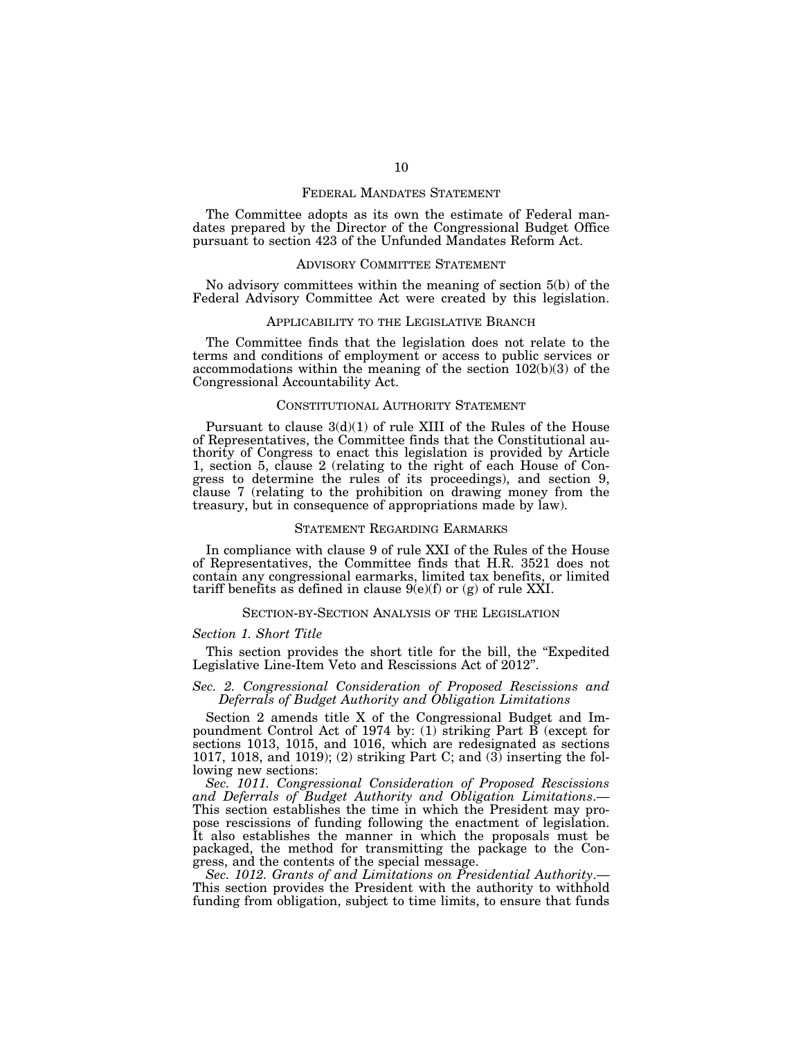## Federal Mandates Statement

The Committee adopts as its own the estimate of Federal mandates prepared by the Director of the Congressional Budget Office pursuant to section 423 of the Unfunded Mandates Reform Act.

## Advisory Committee Statement

No advisory committees within the meaning of section 5(b) of the Federal Advisory Committee Act were created by this legislation.

## Applicability to the Legislative Branch

The Committee finds that the legislation does not relate to the terms and conditions of employment or access to public services or accommodations within the meaning of the section 102(b)(3) of the Congressional Accountability Act.

## Constitutional Authority Statement

Pursuant to clause 3(d)(1) of rule XIII of the Rules of the House of Representatives, the Committee finds that the Constitutional authority of Congress to enact this legislation is provided by Article 1, section 5, clause 2 (relating to the right of each House of Congress to determine the rules of its proceedings), and section 9, clause 7 (relating to the prohibition on drawing money from the treasury, but in consequence of appropriations made by law).

## Statement Regarding Earmarks

In compliance with clause 9 of rule XXI of the Rules of the House of Representatives, the Committee finds that H.R. 3521 does not contain any congressional earmarks, limited tax benefits, or limited tariff benefits as defined in clause 9(e)(f) or (g) of rule XXI.

## Section-by-Section Analysis of the Legislation

### *Section 1. Short Title*

This section provides the short title for the bill, the "Expedited Legislative Line-Item Veto and Rescissions Act of 2012".

### *Sec. 2. Congressional Consideration of Proposed Rescissions and Deferrals of Budget Authority and Obligation Limitations*

Section 2 amends title X of the Congressional Budget and Impoundment Control Act of 1974 by: (1) striking Part B (except for sections 1013, 1015, and 1016, which are redesignated as sections 1017, 1018, and 1019); (2) striking Part C; and (3) inserting the following new sections:

*Sec. 1011. Congressional Consideration of Proposed Rescissions and Deferrals of Budget Authority and Obligation Limitations*.—This section establishes the time in which the President may propose rescissions of funding following the enactment of legislation. It also establishes the manner in which the proposals must be packaged, the method for transmitting the package to the Congress, and the contents of the special message.

*Sec. 1012. Grants of and Limitations on Presidential Authority*.—This section provides the President with the authority to withhold funding from obligation, subject to time limits, to ensure that funds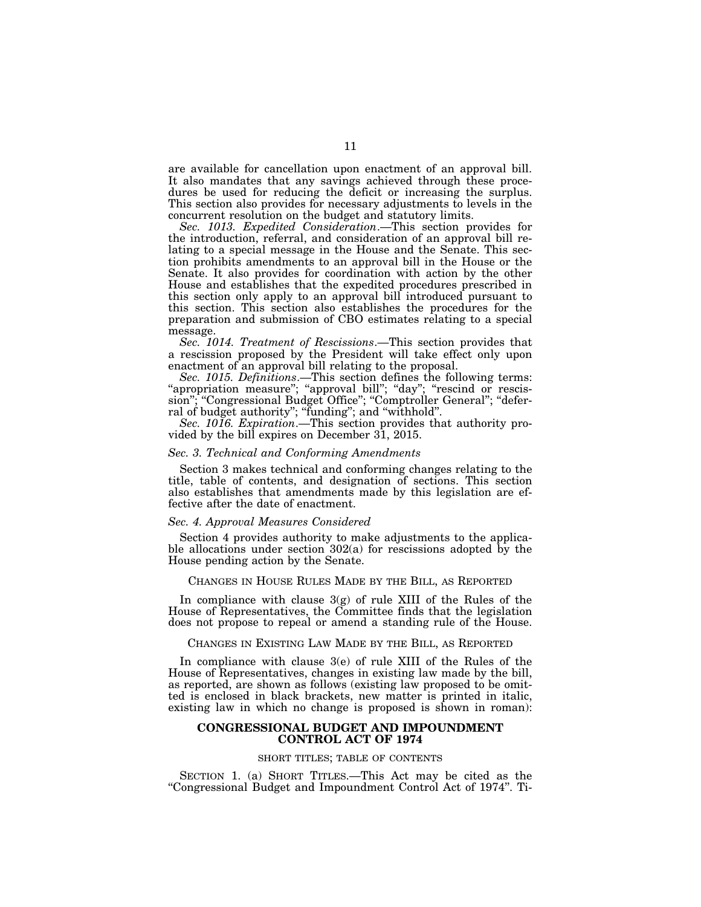are available for cancellation upon enactment of an approval bill. It also mandates that any savings achieved through these procedures be used for reducing the deficit or increasing the surplus. This section also provides for necessary adjustments to levels in the concurrent resolution on the budget and statutory limits.

*Sec. 1013. Expedited Consideration*.—This section provides for the introduction, referral, and consideration of an approval bill relating to a special message in the House and the Senate. This section prohibits amendments to an approval bill in the House or the Senate. It also provides for coordination with action by the other House and establishes that the expedited procedures prescribed in this section only apply to an approval bill introduced pursuant to this section. This section also establishes the procedures for the preparation and submission of CBO estimates relating to a special message.

*Sec. 1014. Treatment of Rescissions*.—This section provides that a rescission proposed by the President will take effect only upon enactment of an approval bill relating to the proposal.

*Sec. 1015. Definitions*.—This section defines the following terms: "apropriation measure"; "approval bill"; "day"; "rescind or rescission"; "Congressional Budget Office"; "Comptroller General"; "deferral of budget authority"; "funding"; and "withhold".

*Sec. 1016. Expiration*.—This section provides that authority provided by the bill expires on December 31, 2015.

*Sec. 3. Technical and Conforming Amendments*

Section 3 makes technical and conforming changes relating to the title, table of contents, and designation of sections. This section also establishes that amendments made by this legislation are effective after the date of enactment.

*Sec. 4. Approval Measures Considered*

Section 4 provides authority to make adjustments to the applicable allocations under section 302(a) for rescissions adopted by the House pending action by the Senate.

## CHANGES IN HOUSE RULES MADE BY THE BILL, AS REPORTED

In compliance with clause 3(g) of rule XIII of the Rules of the House of Representatives, the Committee finds that the legislation does not propose to repeal or amend a standing rule of the House.

## CHANGES IN EXISTING LAW MADE BY THE BILL, AS REPORTED

In compliance with clause 3(e) of rule XIII of the Rules of the House of Representatives, changes in existing law made by the bill, as reported, are shown as follows (existing law proposed to be omitted is enclosed in black brackets, new matter is printed in italic, existing law in which no change is proposed is shown in roman):

## CONGRESSIONAL BUDGET AND IMPOUNDMENT CONTROL ACT OF 1974

SHORT TITLES; TABLE OF CONTENTS

SECTION 1. (a) SHORT TITLES.—This Act may be cited as the "Congressional Budget and Impoundment Control Act of 1974". Ti-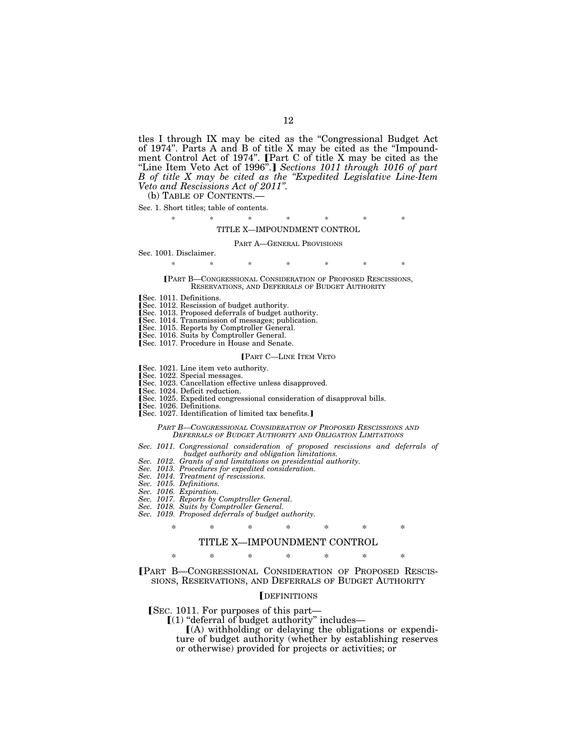tles I through IX may be cited as the "Congressional Budget Act of 1974". Parts A and B of title X may be cited as the "Impoundment Control Act of 1974". [Part C of title X may be cited as the "Line Item Veto Act of 1996".] *Sections 1011 through 1016 of part B of title X may be cited as the "Expedited Legislative Line-Item Veto and Rescissions Act of 2011".*

(b) TABLE OF CONTENTS.—

Sec. 1. Short titles; table of contents.

\* \* \* \* \* \* \*

TITLE X—IMPOUNDMENT CONTROL

PART A—GENERAL PROVISIONS

Sec. 1001. Disclaimer.

\* \* \* \* \* \* \*

[PART B—CONGRESSIONAL CONSIDERATION OF PROPOSED RESCISSIONS, RESERVATIONS, AND DEFERRALS OF BUDGET AUTHORITY

[Sec. 1011. Definitions.
[Sec. 1012. Rescission of budget authority.
[Sec. 1013. Proposed deferrals of budget authority.
[Sec. 1014. Transmission of messages; publication.
[Sec. 1015. Reports by Comptroller General.
[Sec. 1016. Suits by Comptroller General.
[Sec. 1017. Procedure in House and Senate.

[PART C—LINE ITEM VETO

[Sec. 1021. Line item veto authority.
[Sec. 1022. Special messages.
[Sec. 1023. Cancellation effective unless disapproved.
[Sec. 1024. Deficit reduction.
[Sec. 1025. Expedited congressional consideration of disapproval bills.
[Sec. 1026. Definitions.
[Sec. 1027. Identification of limited tax benefits.]

*PART B—CONGRESSIONAL CONSIDERATION OF PROPOSED RESCISSIONS AND DEFERRALS OF BUDGET AUTHORITY AND OBLIGATION LIMITATIONS*

*Sec. 1011. Congressional consideration of proposed rescissions and deferrals of budget authority and obligation limitations.*
*Sec. 1012. Grants of and limitations on presidential authority.*
*Sec. 1013. Procedures for expedited consideration.*
*Sec. 1014. Treatment of rescissions.*
*Sec. 1015. Definitions.*
*Sec. 1016. Expiration.*
*Sec. 1017. Reports by Comptroller General.*
*Sec. 1018. Suits by Comptroller General.*
*Sec. 1019. Proposed deferrals of budget authority.*

\* \* \* \* \* \* \*

## TITLE X—IMPOUNDMENT CONTROL

\* \* \* \* \* \* \*

### [PART B—CONGRESSIONAL CONSIDERATION OF PROPOSED RESCISSIONS, RESERVATIONS, AND DEFERRALS OF BUDGET AUTHORITY

[DEFINITIONS

[SEC. 1011. For purposes of this part—

[(1) "deferral of budget authority" includes—

[(A) withholding or delaying the obligations or expenditure of budget authority (whether by establishing reserves or otherwise) provided for projects or activities; or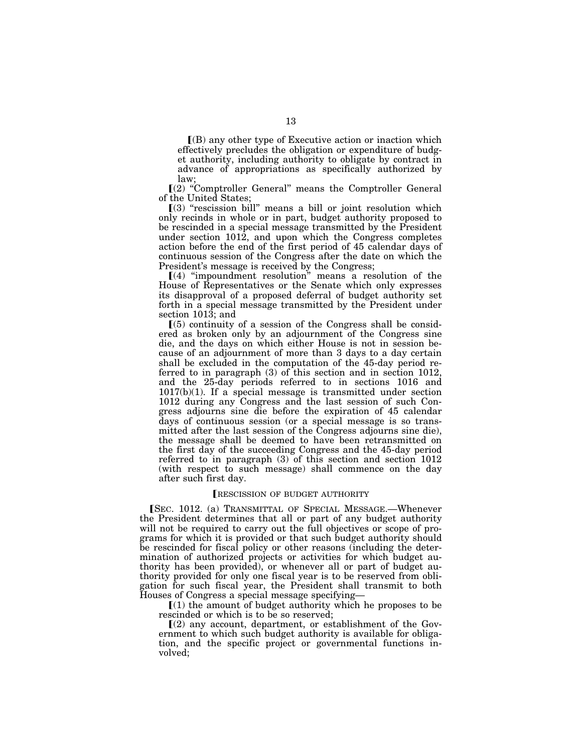⟦(B) any other type of Executive action or inaction which effectively precludes the obligation or expenditure of budget authority, including authority to obligate by contract in advance of appropriations as specifically authorized by law;

⟦(2) "Comptroller General" means the Comptroller General of the United States;

⟦(3) "rescission bill" means a bill or joint resolution which only recinds in whole or in part, budget authority proposed to be rescinded in a special message transmitted by the President under section 1012, and upon which the Congress completes action before the end of the first period of 45 calendar days of continuous session of the Congress after the date on which the President's message is received by the Congress;

⟦(4) "impoundment resolution" means a resolution of the House of Representatives or the Senate which only expresses its disapproval of a proposed deferral of budget authority set forth in a special message transmitted by the President under section 1013; and

⟦(5) continuity of a session of the Congress shall be considered as broken only by an adjournment of the Congress sine die, and the days on which either House is not in session because of an adjournment of more than 3 days to a day certain shall be excluded in the computation of the 45-day period referred to in paragraph (3) of this section and in section 1012, and the 25-day periods referred to in sections 1016 and 1017(b)(1). If a special message is transmitted under section 1012 during any Congress and the last session of such Congress adjourns sine die before the expiration of 45 calendar days of continuous session (or a special message is so transmitted after the last session of the Congress adjourns sine die), the message shall be deemed to have been retransmitted on the first day of the succeeding Congress and the 45-day period referred to in paragraph (3) of this section and section 1012 (with respect to such message) shall commence on the day after such first day.

⟦RESCISSION OF BUDGET AUTHORITY

⟦SEC. 1012. (a) TRANSMITTAL OF SPECIAL MESSAGE.—Whenever the President determines that all or part of any budget authority will not be required to carry out the full objectives or scope of programs for which it is provided or that such budget authority should be rescinded for fiscal policy or other reasons (including the determination of authorized projects or activities for which budget authority has been provided), or whenever all or part of budget authority provided for only one fiscal year is to be reserved from obligation for such fiscal year, the President shall transmit to both Houses of Congress a special message specifying—

⟦(1) the amount of budget authority which he proposes to be rescinded or which is to be so reserved;

⟦(2) any account, department, or establishment of the Government to which such budget authority is available for obligation, and the specific project or governmental functions involved;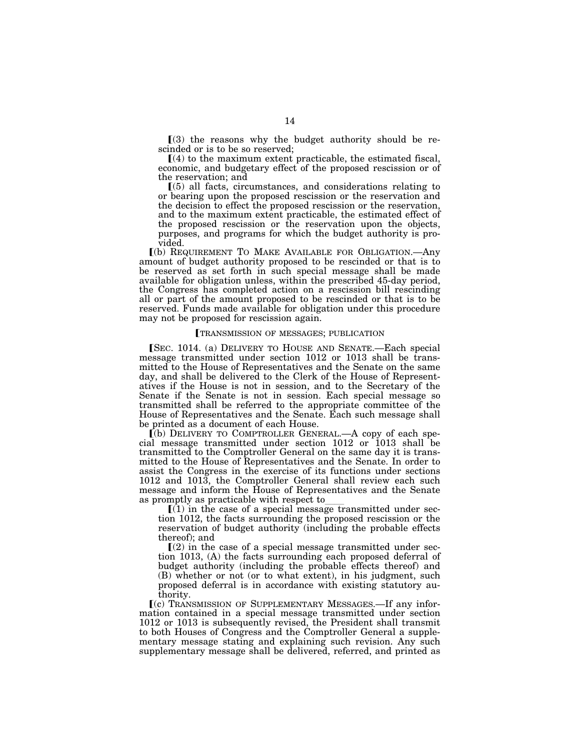⟦(3) the reasons why the budget authority should be rescinded or is to be so reserved;

⟦(4) to the maximum extent practicable, the estimated fiscal, economic, and budgetary effect of the proposed rescission or of the reservation; and

⟦(5) all facts, circumstances, and considerations relating to or bearing upon the proposed rescission or the reservation and the decision to effect the proposed rescission or the reservation, and to the maximum extent practicable, the estimated effect of the proposed rescission or the reservation upon the objects, purposes, and programs for which the budget authority is provided.

⟦(b) REQUIREMENT TO MAKE AVAILABLE FOR OBLIGATION.—Any amount of budget authority proposed to be rescinded or that is to be reserved as set forth in such special message shall be made available for obligation unless, within the prescribed 45-day period, the Congress has completed action on a rescission bill rescinding all or part of the amount proposed to be rescinded or that is to be reserved. Funds made available for obligation under this procedure may not be proposed for rescission again.

⟦TRANSMISSION OF MESSAGES; PUBLICATION

⟦SEC. 1014. (a) DELIVERY TO HOUSE AND SENATE.—Each special message transmitted under section 1012 or 1013 shall be transmitted to the House of Representatives and the Senate on the same day, and shall be delivered to the Clerk of the House of Representatives if the House is not in session, and to the Secretary of the Senate if the Senate is not in session. Each special message so transmitted shall be referred to the appropriate committee of the House of Representatives and the Senate. Each such message shall be printed as a document of each House.

⟦(b) DELIVERY TO COMPTROLLER GENERAL.—A copy of each special message transmitted under section 1012 or 1013 shall be transmitted to the Comptroller General on the same day it is transmitted to the House of Representatives and the Senate. In order to assist the Congress in the exercise of its functions under sections 1012 and 1013, the Comptroller General shall review each such message and inform the House of Representatives and the Senate as promptly as practicable with respect to\_\_\_\_

⟦(1) in the case of a special message transmitted under section 1012, the facts surrounding the proposed rescission or the reservation of budget authority (including the probable effects thereof); and

⟦(2) in the case of a special message transmitted under section 1013, (A) the facts surrounding each proposed deferral of budget authority (including the probable effects thereof) and (B) whether or not (or to what extent), in his judgment, such proposed deferral is in accordance with existing statutory authority.

⟦(c) TRANSMISSION OF SUPPLEMENTARY MESSAGES.—If any information contained in a special message transmitted under section 1012 or 1013 is subsequently revised, the President shall transmit to both Houses of Congress and the Comptroller General a supplementary message stating and explaining such revision. Any such supplementary message shall be delivered, referred, and printed as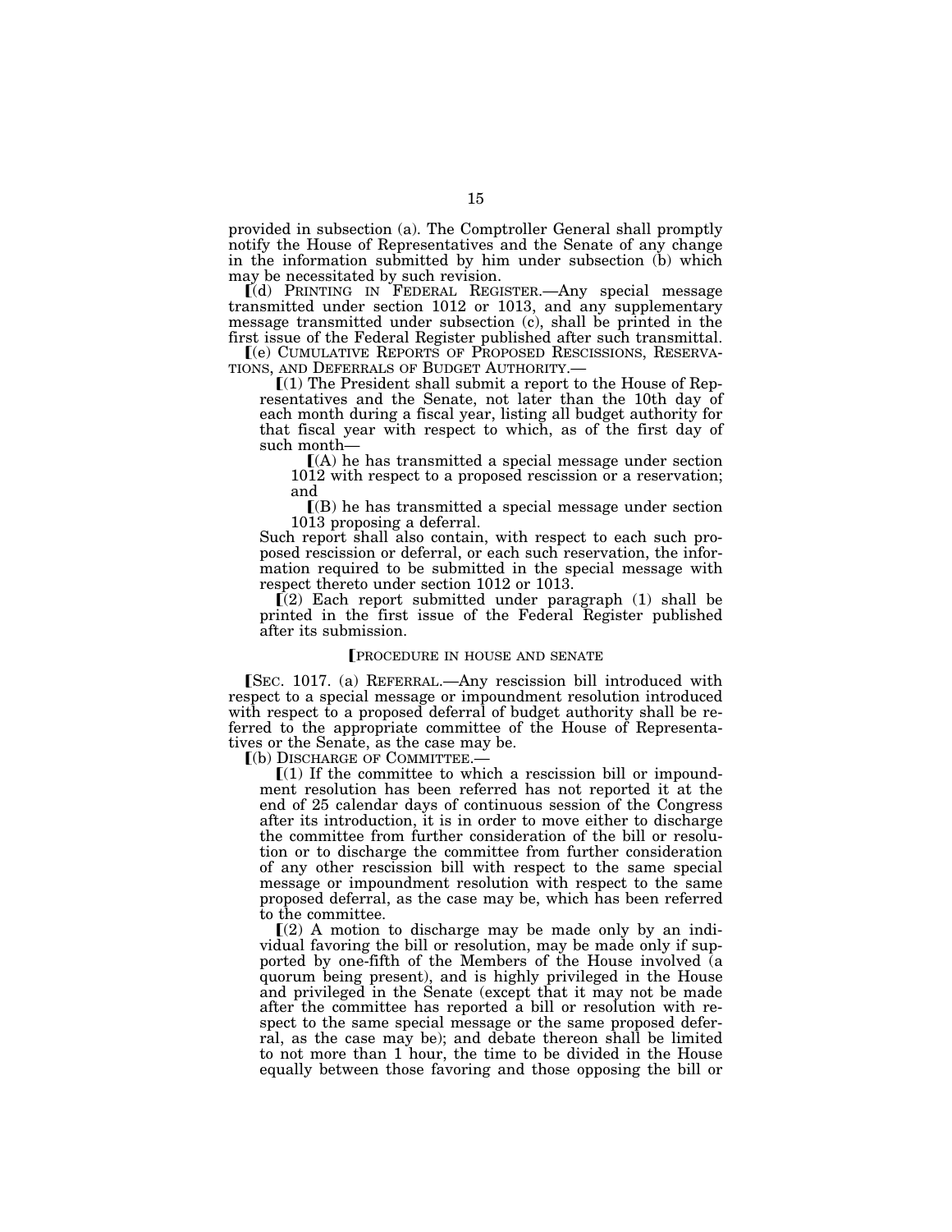provided in subsection (a). The Comptroller General shall promptly notify the House of Representatives and the Senate of any change in the information submitted by him under subsection (b) which may be necessitated by such revision.

⟦(d) PRINTING IN FEDERAL REGISTER.—Any special message transmitted under section 1012 or 1013, and any supplementary message transmitted under subsection (c), shall be printed in the first issue of the Federal Register published after such transmittal.

⟦(e) CUMULATIVE REPORTS OF PROPOSED RESCISSIONS, RESERVATIONS, AND DEFERRALS OF BUDGET AUTHORITY.—

⟦(1) The President shall submit a report to the House of Representatives and the Senate, not later than the 10th day of each month during a fiscal year, listing all budget authority for that fiscal year with respect to which, as of the first day of such month—

⟦(A) he has transmitted a special message under section 1012 with respect to a proposed rescission or a reservation; and

⟦(B) he has transmitted a special message under section 1013 proposing a deferral.

Such report shall also contain, with respect to each such proposed rescission or deferral, or each such reservation, the information required to be submitted in the special message with respect thereto under section 1012 or 1013.

⟦(2) Each report submitted under paragraph (1) shall be printed in the first issue of the Federal Register published after its submission.

⟦PROCEDURE IN HOUSE AND SENATE

⟦SEC. 1017. (a) REFERRAL.—Any rescission bill introduced with respect to a special message or impoundment resolution introduced with respect to a proposed deferral of budget authority shall be referred to the appropriate committee of the House of Representatives or the Senate, as the case may be.

⟦(b) DISCHARGE OF COMMITTEE.—

⟦(1) If the committee to which a rescission bill or impoundment resolution has been referred has not reported it at the end of 25 calendar days of continuous session of the Congress after its introduction, it is in order to move either to discharge the committee from further consideration of the bill or resolution or to discharge the committee from further consideration of any other rescission bill with respect to the same special message or impoundment resolution with respect to the same proposed deferral, as the case may be, which has been referred to the committee.

⟦(2) A motion to discharge may be made only by an individual favoring the bill or resolution, may be made only if supported by one-fifth of the Members of the House involved (a quorum being present), and is highly privileged in the House and privileged in the Senate (except that it may not be made after the committee has reported a bill or resolution with respect to the same special message or the same proposed deferral, as the case may be); and debate thereon shall be limited to not more than 1 hour, the time to be divided in the House equally between those favoring and those opposing the bill or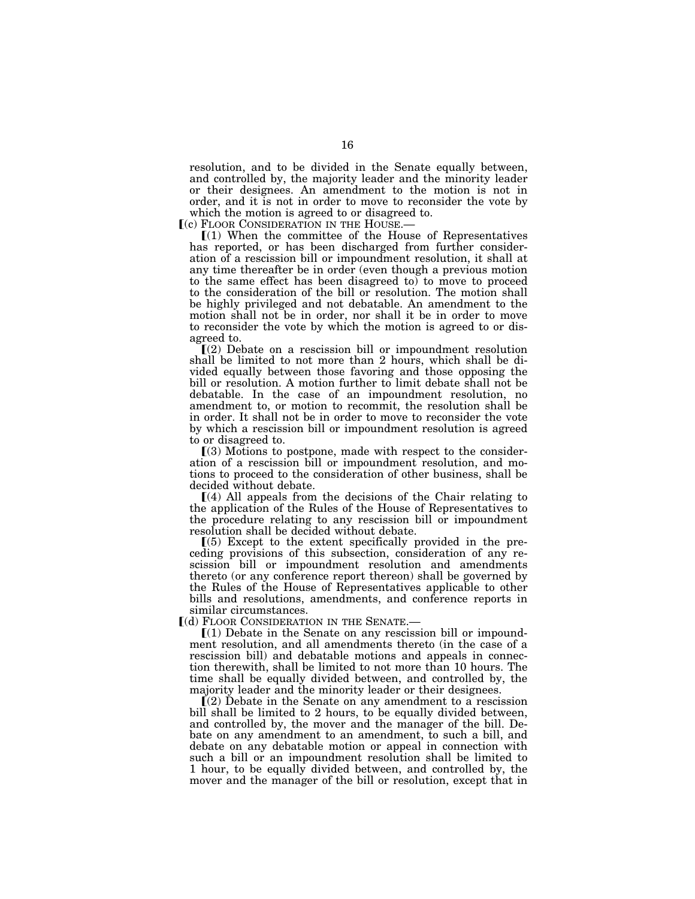resolution, and to be divided in the Senate equally between, and controlled by, the majority leader and the minority leader or their designees. An amendment to the motion is not in order, and it is not in order to move to reconsider the vote by which the motion is agreed to or disagreed to.

[(c) FLOOR CONSIDERATION IN THE HOUSE.—

[(1) When the committee of the House of Representatives has reported, or has been discharged from further consideration of a rescission bill or impoundment resolution, it shall at any time thereafter be in order (even though a previous motion to the same effect has been disagreed to) to move to proceed to the consideration of the bill or resolution. The motion shall be highly privileged and not debatable. An amendment to the motion shall not be in order, nor shall it be in order to move to reconsider the vote by which the motion is agreed to or disagreed to.

[(2) Debate on a rescission bill or impoundment resolution shall be limited to not more than 2 hours, which shall be divided equally between those favoring and those opposing the bill or resolution. A motion further to limit debate shall not be debatable. In the case of an impoundment resolution, no amendment to, or motion to recommit, the resolution shall be in order. It shall not be in order to move to reconsider the vote by which a rescission bill or impoundment resolution is agreed to or disagreed to.

[(3) Motions to postpone, made with respect to the consideration of a rescission bill or impoundment resolution, and motions to proceed to the consideration of other business, shall be decided without debate.

[(4) All appeals from the decisions of the Chair relating to the application of the Rules of the House of Representatives to the procedure relating to any rescission bill or impoundment resolution shall be decided without debate.

[(5) Except to the extent specifically provided in the preceding provisions of this subsection, consideration of any rescission bill or impoundment resolution and amendments thereto (or any conference report thereon) shall be governed by the Rules of the House of Representatives applicable to other bills and resolutions, amendments, and conference reports in similar circumstances.

[(d) FLOOR CONSIDERATION IN THE SENATE.—

[(1) Debate in the Senate on any rescission bill or impoundment resolution, and all amendments thereto (in the case of a rescission bill) and debatable motions and appeals in connection therewith, shall be limited to not more than 10 hours. The time shall be equally divided between, and controlled by, the majority leader and the minority leader or their designees.

[(2) Debate in the Senate on any amendment to a rescission bill shall be limited to 2 hours, to be equally divided between, and controlled by, the mover and the manager of the bill. Debate on any amendment to an amendment, to such a bill, and debate on any debatable motion or appeal in connection with such a bill or an impoundment resolution shall be limited to 1 hour, to be equally divided between, and controlled by, the mover and the manager of the bill or resolution, except that in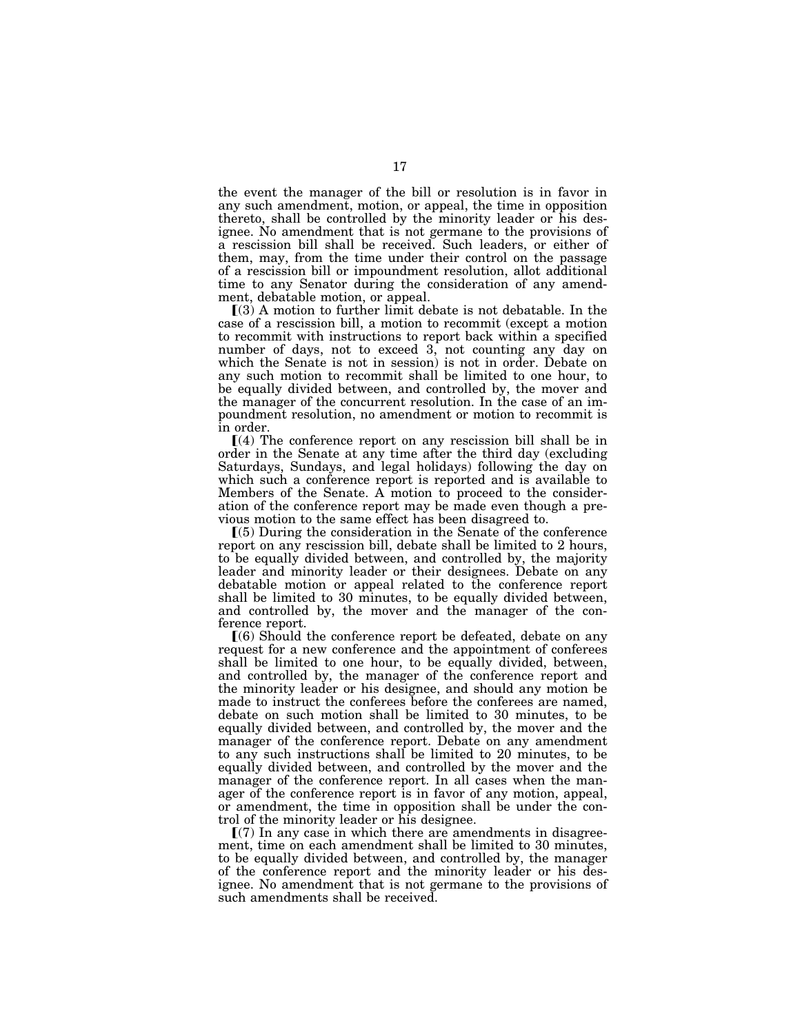the event the manager of the bill or resolution is in favor in any such amendment, motion, or appeal, the time in opposition thereto, shall be controlled by the minority leader or his designee. No amendment that is not germane to the provisions of a rescission bill shall be received. Such leaders, or either of them, may, from the time under their control on the passage of a rescission bill or impoundment resolution, allot additional time to any Senator during the consideration of any amendment, debatable motion, or appeal.

⟦(3) A motion to further limit debate is not debatable. In the case of a rescission bill, a motion to recommit (except a motion to recommit with instructions to report back within a specified number of days, not to exceed 3, not counting any day on which the Senate is not in session) is not in order. Debate on any such motion to recommit shall be limited to one hour, to be equally divided between, and controlled by, the mover and the manager of the concurrent resolution. In the case of an impoundment resolution, no amendment or motion to recommit is in order.

⟦(4) The conference report on any rescission bill shall be in order in the Senate at any time after the third day (excluding Saturdays, Sundays, and legal holidays) following the day on which such a conference report is reported and is available to Members of the Senate. A motion to proceed to the consideration of the conference report may be made even though a previous motion to the same effect has been disagreed to.

⟦(5) During the consideration in the Senate of the conference report on any rescission bill, debate shall be limited to 2 hours, to be equally divided between, and controlled by, the majority leader and minority leader or their designees. Debate on any debatable motion or appeal related to the conference report shall be limited to 30 minutes, to be equally divided between, and controlled by, the mover and the manager of the conference report.

⟦(6) Should the conference report be defeated, debate on any request for a new conference and the appointment of conferees shall be limited to one hour, to be equally divided, between, and controlled by, the manager of the conference report and the minority leader or his designee, and should any motion be made to instruct the conferees before the conferees are named, debate on such motion shall be limited to 30 minutes, to be equally divided between, and controlled by, the mover and the manager of the conference report. Debate on any amendment to any such instructions shall be limited to 20 minutes, to be equally divided between, and controlled by the mover and the manager of the conference report. In all cases when the manager of the conference report is in favor of any motion, appeal, or amendment, the time in opposition shall be under the control of the minority leader or his designee.

⟦(7) In any case in which there are amendments in disagreement, time on each amendment shall be limited to 30 minutes, to be equally divided between, and controlled by, the manager of the conference report and the minority leader or his designee. No amendment that is not germane to the provisions of such amendments shall be received.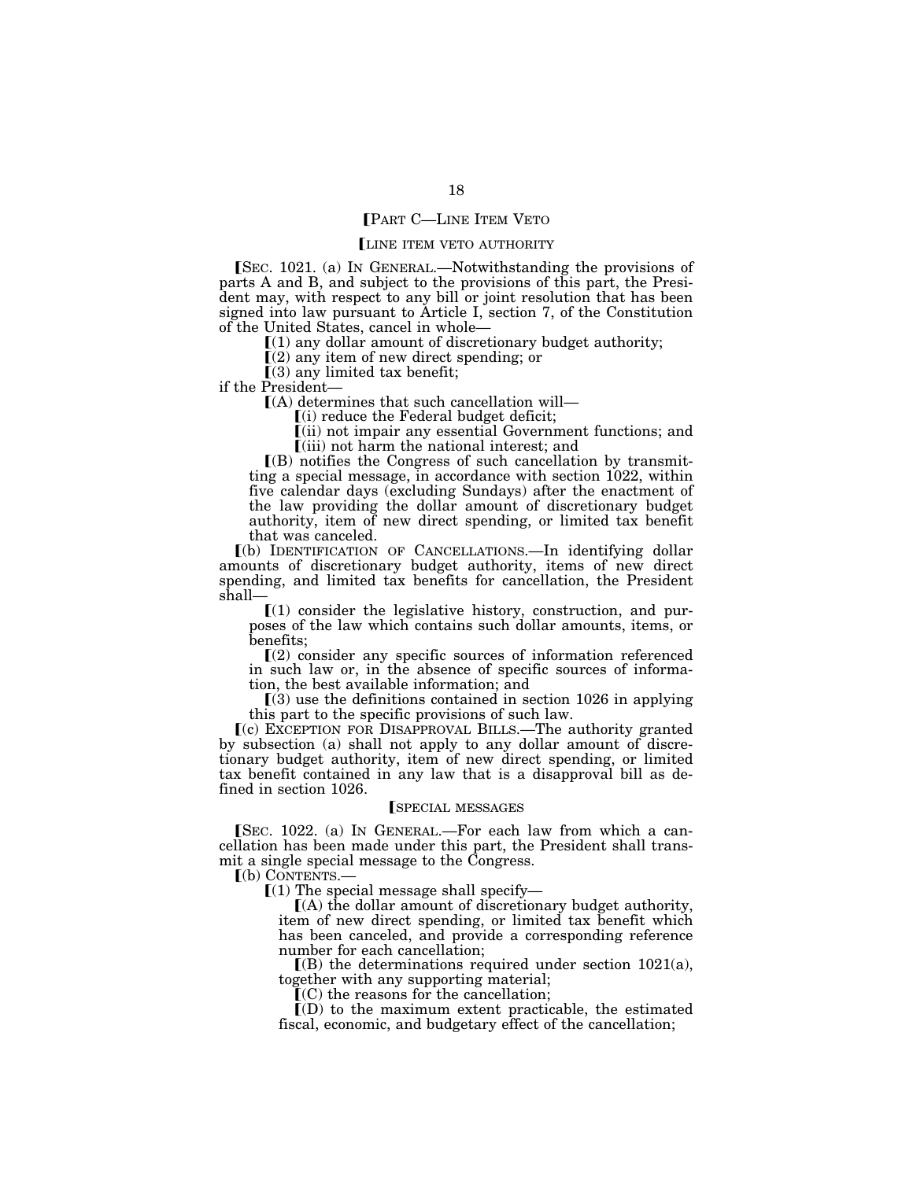⟦PART C—LINE ITEM VETO

⟦LINE ITEM VETO AUTHORITY

⟦SEC. 1021. (a) IN GENERAL.—Notwithstanding the provisions of parts A and B, and subject to the provisions of this part, the President may, with respect to any bill or joint resolution that has been signed into law pursuant to Article I, section 7, of the Constitution of the United States, cancel in whole—

⟦(1) any dollar amount of discretionary budget authority;

⟦(2) any item of new direct spending; or

⟦(3) any limited tax benefit;

if the President—

⟦(A) determines that such cancellation will—

⟦(i) reduce the Federal budget deficit;

⟦(ii) not impair any essential Government functions; and

⟦(iii) not harm the national interest; and

⟦(B) notifies the Congress of such cancellation by transmitting a special message, in accordance with section 1022, within five calendar days (excluding Sundays) after the enactment of the law providing the dollar amount of discretionary budget authority, item of new direct spending, or limited tax benefit that was canceled.

⟦(b) IDENTIFICATION OF CANCELLATIONS.—In identifying dollar amounts of discretionary budget authority, items of new direct spending, and limited tax benefits for cancellation, the President shall—

⟦(1) consider the legislative history, construction, and purposes of the law which contains such dollar amounts, items, or benefits;

⟦(2) consider any specific sources of information referenced in such law or, in the absence of specific sources of information, the best available information; and

⟦(3) use the definitions contained in section 1026 in applying this part to the specific provisions of such law.

⟦(c) EXCEPTION FOR DISAPPROVAL BILLS.—The authority granted by subsection (a) shall not apply to any dollar amount of discretionary budget authority, item of new direct spending, or limited tax benefit contained in any law that is a disapproval bill as defined in section 1026.

⟦SPECIAL MESSAGES

⟦SEC. 1022. (a) IN GENERAL.—For each law from which a cancellation has been made under this part, the President shall transmit a single special message to the Congress.

⟦(b) CONTENTS.—

⟦(1) The special message shall specify—

⟦(A) the dollar amount of discretionary budget authority, item of new direct spending, or limited tax benefit which has been canceled, and provide a corresponding reference number for each cancellation;

⟦(B) the determinations required under section 1021(a), together with any supporting material;

⟦(C) the reasons for the cancellation;

⟦(D) to the maximum extent practicable, the estimated fiscal, economic, and budgetary effect of the cancellation;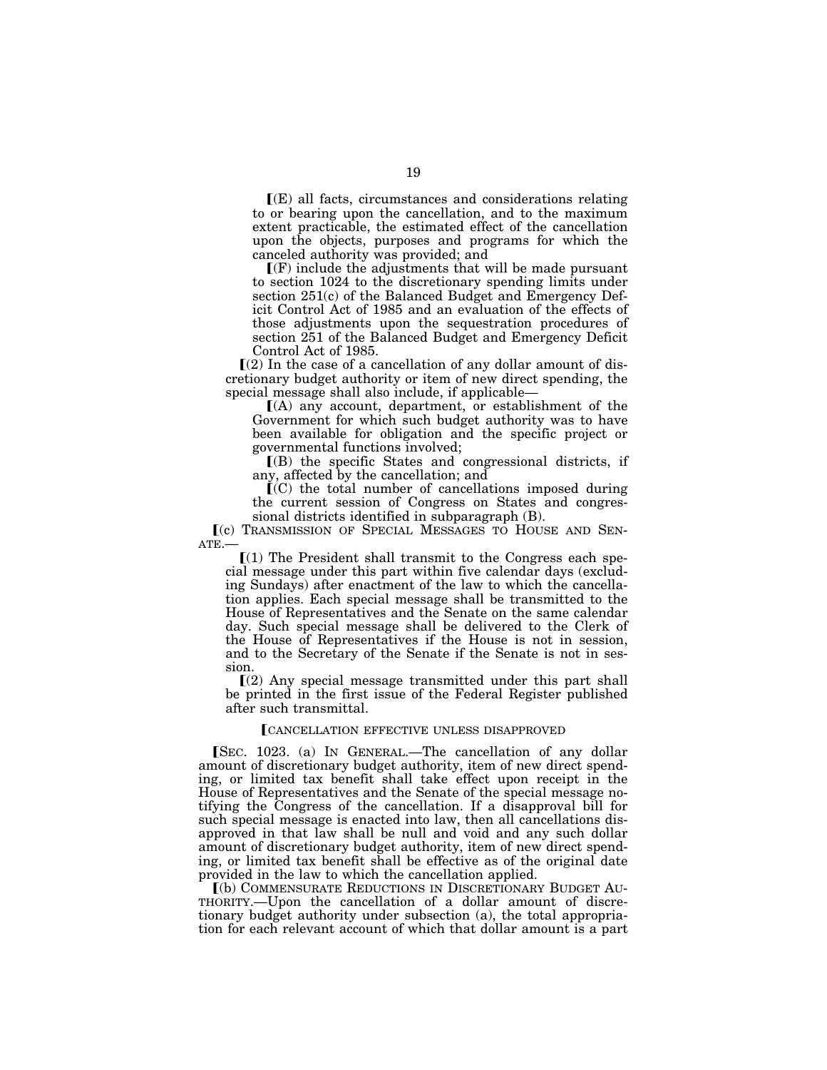⟦(E) all facts, circumstances and considerations relating to or bearing upon the cancellation, and to the maximum extent practicable, the estimated effect of the cancellation upon the objects, purposes and programs for which the canceled authority was provided; and

⟦(F) include the adjustments that will be made pursuant to section 1024 to the discretionary spending limits under section 251(c) of the Balanced Budget and Emergency Deficit Control Act of 1985 and an evaluation of the effects of those adjustments upon the sequestration procedures of section 251 of the Balanced Budget and Emergency Deficit Control Act of 1985.

⟦(2) In the case of a cancellation of any dollar amount of discretionary budget authority or item of new direct spending, the special message shall also include, if applicable—

⟦(A) any account, department, or establishment of the Government for which such budget authority was to have been available for obligation and the specific project or governmental functions involved;

⟦(B) the specific States and congressional districts, if any, affected by the cancellation; and

⟦(C) the total number of cancellations imposed during the current session of Congress on States and congressional districts identified in subparagraph (B).

⟦(c) TRANSMISSION OF SPECIAL MESSAGES TO HOUSE AND SENATE.—

⟦(1) The President shall transmit to the Congress each special message under this part within five calendar days (excluding Sundays) after enactment of the law to which the cancellation applies. Each special message shall be transmitted to the House of Representatives and the Senate on the same calendar day. Such special message shall be delivered to the Clerk of the House of Representatives if the House is not in session, and to the Secretary of the Senate if the Senate is not in session.

⟦(2) Any special message transmitted under this part shall be printed in the first issue of the Federal Register published after such transmittal.

⟦CANCELLATION EFFECTIVE UNLESS DISAPPROVED

⟦SEC. 1023. (a) IN GENERAL.—The cancellation of any dollar amount of discretionary budget authority, item of new direct spending, or limited tax benefit shall take effect upon receipt in the House of Representatives and the Senate of the special message notifying the Congress of the cancellation. If a disapproval bill for such special message is enacted into law, then all cancellations disapproved in that law shall be null and void and any such dollar amount of discretionary budget authority, item of new direct spending, or limited tax benefit shall be effective as of the original date provided in the law to which the cancellation applied.

⟦(b) COMMENSURATE REDUCTIONS IN DISCRETIONARY BUDGET AUTHORITY.—Upon the cancellation of a dollar amount of discretionary budget authority under subsection (a), the total appropriation for each relevant account of which that dollar amount is a part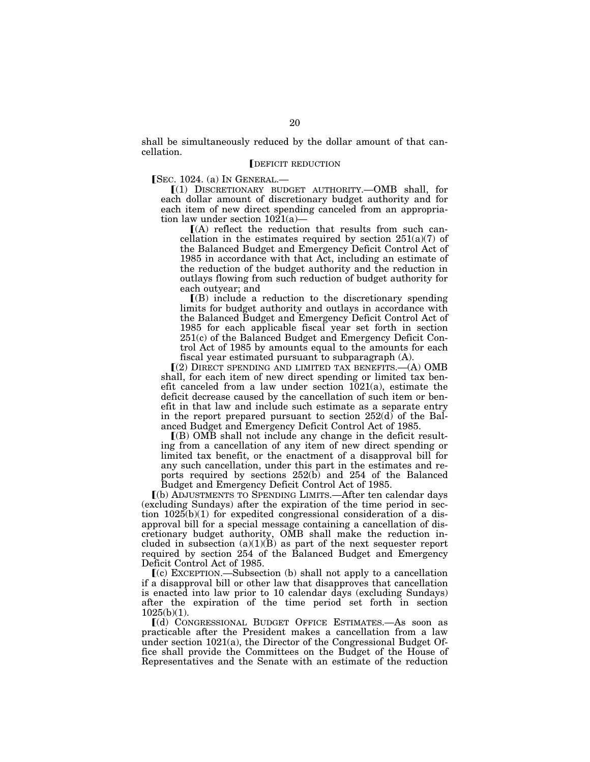shall be simultaneously reduced by the dollar amount of that cancellation.

【DEFICIT REDUCTION

【SEC. 1024. (a) IN GENERAL.—

【(1) DISCRETIONARY BUDGET AUTHORITY.—OMB shall, for each dollar amount of discretionary budget authority and for each item of new direct spending canceled from an appropriation law under section 1021(a)—

【(A) reflect the reduction that results from such cancellation in the estimates required by section 251(a)(7) of the Balanced Budget and Emergency Deficit Control Act of 1985 in accordance with that Act, including an estimate of the reduction of the budget authority and the reduction in outlays flowing from such reduction of budget authority for each outyear; and

【(B) include a reduction to the discretionary spending limits for budget authority and outlays in accordance with the Balanced Budget and Emergency Deficit Control Act of 1985 for each applicable fiscal year set forth in section 251(c) of the Balanced Budget and Emergency Deficit Control Act of 1985 by amounts equal to the amounts for each fiscal year estimated pursuant to subparagraph (A).

【(2) DIRECT SPENDING AND LIMITED TAX BENEFITS.—(A) OMB shall, for each item of new direct spending or limited tax benefit canceled from a law under section 1021(a), estimate the deficit decrease caused by the cancellation of such item or benefit in that law and include such estimate as a separate entry in the report prepared pursuant to section 252(d) of the Balanced Budget and Emergency Deficit Control Act of 1985.

【(B) OMB shall not include any change in the deficit resulting from a cancellation of any item of new direct spending or limited tax benefit, or the enactment of a disapproval bill for any such cancellation, under this part in the estimates and reports required by sections 252(b) and 254 of the Balanced Budget and Emergency Deficit Control Act of 1985.

【(b) ADJUSTMENTS TO SPENDING LIMITS.—After ten calendar days (excluding Sundays) after the expiration of the time period in section 1025(b)(1) for expedited congressional consideration of a disapproval bill for a special message containing a cancellation of discretionary budget authority, OMB shall make the reduction included in subsection (a)(1)(B) as part of the next sequester report required by section 254 of the Balanced Budget and Emergency Deficit Control Act of 1985.

【(c) EXCEPTION.—Subsection (b) shall not apply to a cancellation if a disapproval bill or other law that disapproves that cancellation is enacted into law prior to 10 calendar days (excluding Sundays) after the expiration of the time period set forth in section 1025(b)(1).

【(d) CONGRESSIONAL BUDGET OFFICE ESTIMATES.—As soon as practicable after the President makes a cancellation from a law under section 1021(a), the Director of the Congressional Budget Office shall provide the Committees on the Budget of the House of Representatives and the Senate with an estimate of the reduction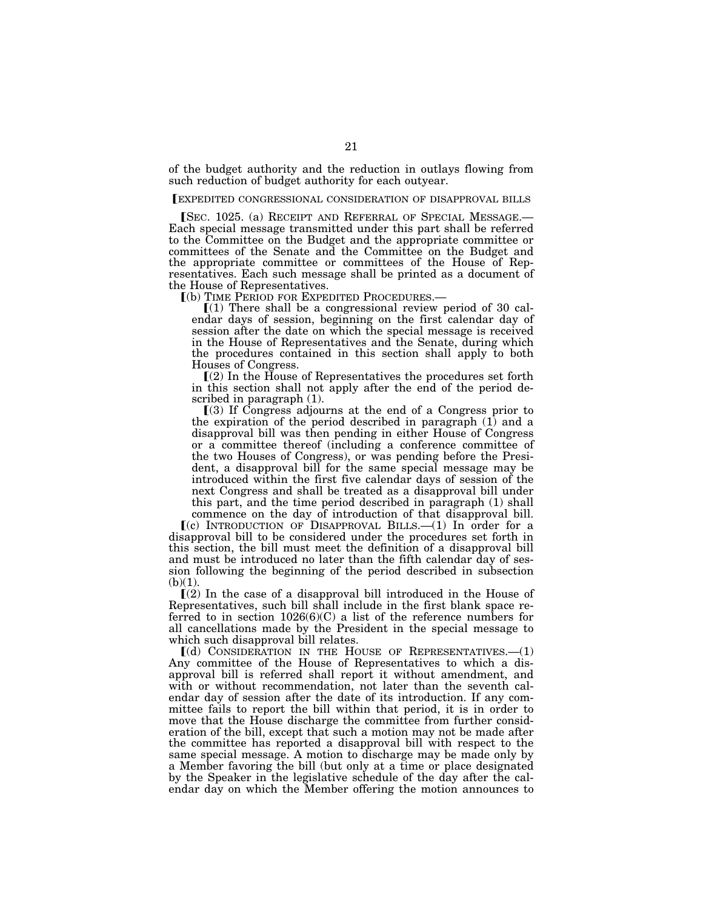of the budget authority and the reduction in outlays flowing from such reduction of budget authority for each outyear.

⟦EXPEDITED CONGRESSIONAL CONSIDERATION OF DISAPPROVAL BILLS

⟦SEC. 1025. (a) RECEIPT AND REFERRAL OF SPECIAL MESSAGE.—Each special message transmitted under this part shall be referred to the Committee on the Budget and the appropriate committee or committees of the Senate and the Committee on the Budget and the appropriate committee or committees of the House of Representatives. Each such message shall be printed as a document of the House of Representatives.

⟦(b) TIME PERIOD FOR EXPEDITED PROCEDURES.—

⟦(1) There shall be a congressional review period of 30 calendar days of session, beginning on the first calendar day of session after the date on which the special message is received in the House of Representatives and the Senate, during which the procedures contained in this section shall apply to both Houses of Congress.

⟦(2) In the House of Representatives the procedures set forth in this section shall not apply after the end of the period described in paragraph (1).

⟦(3) If Congress adjourns at the end of a Congress prior to the expiration of the period described in paragraph (1) and a disapproval bill was then pending in either House of Congress or a committee thereof (including a conference committee of the two Houses of Congress), or was pending before the President, a disapproval bill for the same special message may be introduced within the first five calendar days of session of the next Congress and shall be treated as a disapproval bill under this part, and the time period described in paragraph (1) shall commence on the day of introduction of that disapproval bill.

⟦(c) INTRODUCTION OF DISAPPROVAL BILLS.—(1) In order for a disapproval bill to be considered under the procedures set forth in this section, the bill must meet the definition of a disapproval bill and must be introduced no later than the fifth calendar day of session following the beginning of the period described in subsection (b)(1).

⟦(2) In the case of a disapproval bill introduced in the House of Representatives, such bill shall include in the first blank space referred to in section 1026(6)(C) a list of the reference numbers for all cancellations made by the President in the special message to which such disapproval bill relates.

⟦(d) CONSIDERATION IN THE HOUSE OF REPRESENTATIVES.—(1) Any committee of the House of Representatives to which a disapproval bill is referred shall report it without amendment, and with or without recommendation, not later than the seventh calendar day of session after the date of its introduction. If any committee fails to report the bill within that period, it is in order to move that the House discharge the committee from further consideration of the bill, except that such a motion may not be made after the committee has reported a disapproval bill with respect to the same special message. A motion to discharge may be made only by a Member favoring the bill (but only at a time or place designated by the Speaker in the legislative schedule of the day after the calendar day on which the Member offering the motion announces to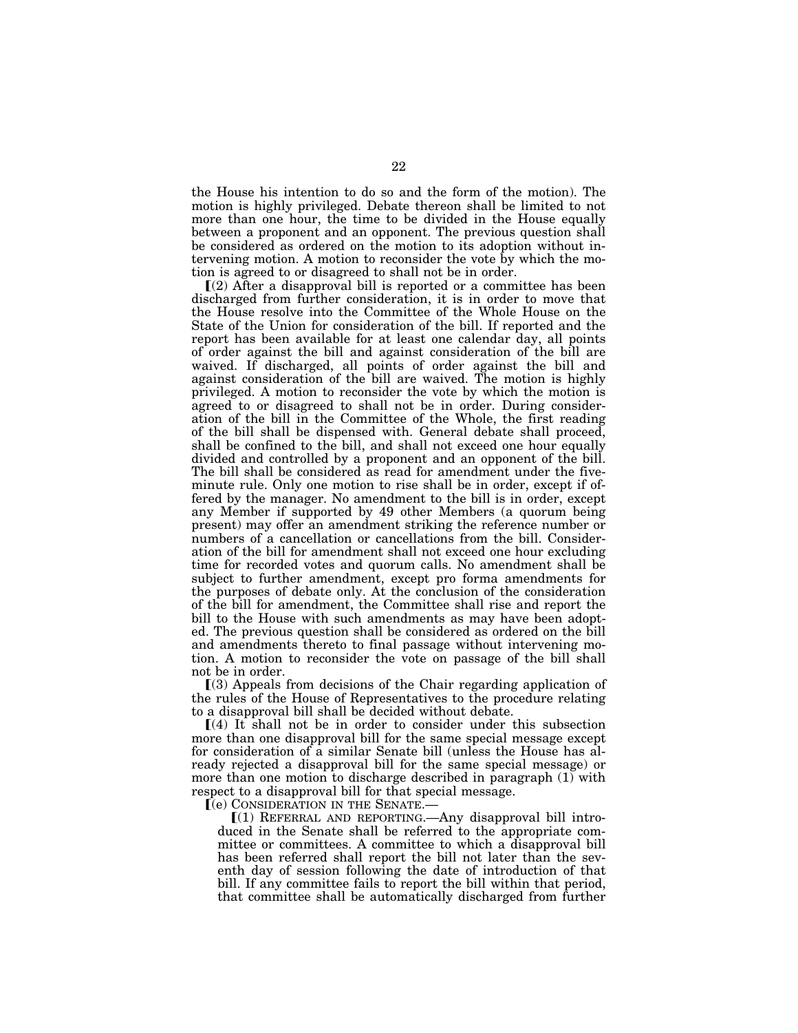the House his intention to do so and the form of the motion). The motion is highly privileged. Debate thereon shall be limited to not more than one hour, the time to be divided in the House equally between a proponent and an opponent. The previous question shall be considered as ordered on the motion to its adoption without intervening motion. A motion to reconsider the vote by which the motion is agreed to or disagreed to shall not be in order.

⟦(2) After a disapproval bill is reported or a committee has been discharged from further consideration, it is in order to move that the House resolve into the Committee of the Whole House on the State of the Union for consideration of the bill. If reported and the report has been available for at least one calendar day, all points of order against the bill and against consideration of the bill are waived. If discharged, all points of order against the bill and against consideration of the bill are waived. The motion is highly privileged. A motion to reconsider the vote by which the motion is agreed to or disagreed to shall not be in order. During consideration of the bill in the Committee of the Whole, the first reading of the bill shall be dispensed with. General debate shall proceed, shall be confined to the bill, and shall not exceed one hour equally divided and controlled by a proponent and an opponent of the bill. The bill shall be considered as read for amendment under the five-minute rule. Only one motion to rise shall be in order, except if offered by the manager. No amendment to the bill is in order, except any Member if supported by 49 other Members (a quorum being present) may offer an amendment striking the reference number or numbers of a cancellation or cancellations from the bill. Consideration of the bill for amendment shall not exceed one hour excluding time for recorded votes and quorum calls. No amendment shall be subject to further amendment, except pro forma amendments for the purposes of debate only. At the conclusion of the consideration of the bill for amendment, the Committee shall rise and report the bill to the House with such amendments as may have been adopted. The previous question shall be considered as ordered on the bill and amendments thereto to final passage without intervening motion. A motion to reconsider the vote on passage of the bill shall not be in order.

⟦(3) Appeals from decisions of the Chair regarding application of the rules of the House of Representatives to the procedure relating to a disapproval bill shall be decided without debate.

⟦(4) It shall not be in order to consider under this subsection more than one disapproval bill for the same special message except for consideration of a similar Senate bill (unless the House has already rejected a disapproval bill for the same special message) or more than one motion to discharge described in paragraph (1) with respect to a disapproval bill for that special message.

⟦(e) CONSIDERATION IN THE SENATE.—

⟦(1) REFERRAL AND REPORTING.—Any disapproval bill introduced in the Senate shall be referred to the appropriate committee or committees. A committee to which a disapproval bill has been referred shall report the bill not later than the seventh day of session following the date of introduction of that bill. If any committee fails to report the bill within that period, that committee shall be automatically discharged from further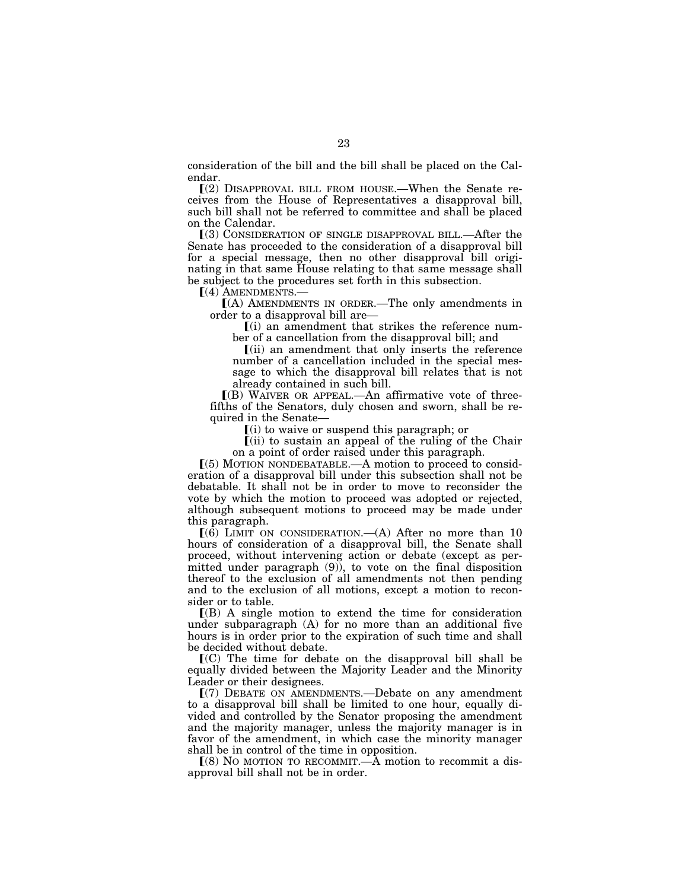consideration of the bill and the bill shall be placed on the Calendar.

⟦(2) DISAPPROVAL BILL FROM HOUSE.—When the Senate receives from the House of Representatives a disapproval bill, such bill shall not be referred to committee and shall be placed on the Calendar.

⟦(3) CONSIDERATION OF SINGLE DISAPPROVAL BILL.—After the Senate has proceeded to the consideration of a disapproval bill for a special message, then no other disapproval bill originating in that same House relating to that same message shall be subject to the procedures set forth in this subsection.

⟦(4) AMENDMENTS.—

⟦(A) AMENDMENTS IN ORDER.—The only amendments in order to a disapproval bill are—

⟦(i) an amendment that strikes the reference number of a cancellation from the disapproval bill; and

⟦(ii) an amendment that only inserts the reference number of a cancellation included in the special message to which the disapproval bill relates that is not already contained in such bill.

⟦(B) WAIVER OR APPEAL.—An affirmative vote of three-fifths of the Senators, duly chosen and sworn, shall be required in the Senate—

⟦(i) to waive or suspend this paragraph; or

⟦(ii) to sustain an appeal of the ruling of the Chair on a point of order raised under this paragraph.

⟦(5) MOTION NONDEBATABLE.—A motion to proceed to consideration of a disapproval bill under this subsection shall not be debatable. It shall not be in order to move to reconsider the vote by which the motion to proceed was adopted or rejected, although subsequent motions to proceed may be made under this paragraph.

⟦(6) LIMIT ON CONSIDERATION.—(A) After no more than 10 hours of consideration of a disapproval bill, the Senate shall proceed, without intervening action or debate (except as permitted under paragraph (9)), to vote on the final disposition thereof to the exclusion of all amendments not then pending and to the exclusion of all motions, except a motion to reconsider or to table.

⟦(B) A single motion to extend the time for consideration under subparagraph (A) for no more than an additional five hours is in order prior to the expiration of such time and shall be decided without debate.

⟦(C) The time for debate on the disapproval bill shall be equally divided between the Majority Leader and the Minority Leader or their designees.

⟦(7) DEBATE ON AMENDMENTS.—Debate on any amendment to a disapproval bill shall be limited to one hour, equally divided and controlled by the Senator proposing the amendment and the majority manager, unless the majority manager is in favor of the amendment, in which case the minority manager shall be in control of the time in opposition.

⟦(8) NO MOTION TO RECOMMIT.—A motion to recommit a disapproval bill shall not be in order.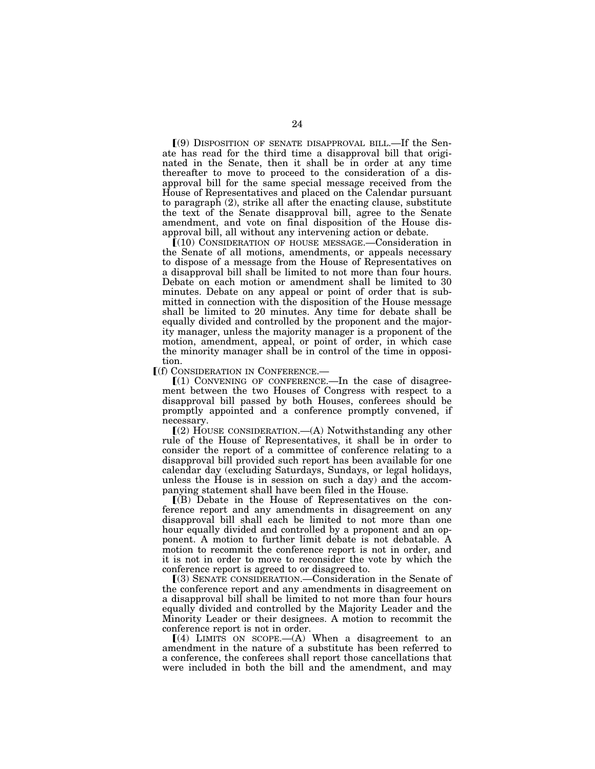⟦(9) DISPOSITION OF SENATE DISAPPROVAL BILL.—If the Senate has read for the third time a disapproval bill that originated in the Senate, then it shall be in order at any time thereafter to move to proceed to the consideration of a disapproval bill for the same special message received from the House of Representatives and placed on the Calendar pursuant to paragraph (2), strike all after the enacting clause, substitute the text of the Senate disapproval bill, agree to the Senate amendment, and vote on final disposition of the House disapproval bill, all without any intervening action or debate.

⟦(10) CONSIDERATION OF HOUSE MESSAGE.—Consideration in the Senate of all motions, amendments, or appeals necessary to dispose of a message from the House of Representatives on a disapproval bill shall be limited to not more than four hours. Debate on each motion or amendment shall be limited to 30 minutes. Debate on any appeal or point of order that is submitted in connection with the disposition of the House message shall be limited to 20 minutes. Any time for debate shall be equally divided and controlled by the proponent and the majority manager, unless the majority manager is a proponent of the motion, amendment, appeal, or point of order, in which case the minority manager shall be in control of the time in opposition.

⟦(f) CONSIDERATION IN CONFERENCE.—

⟦(1) CONVENING OF CONFERENCE.—In the case of disagreement between the two Houses of Congress with respect to a disapproval bill passed by both Houses, conferees should be promptly appointed and a conference promptly convened, if necessary.

⟦(2) HOUSE CONSIDERATION.—(A) Notwithstanding any other rule of the House of Representatives, it shall be in order to consider the report of a committee of conference relating to a disapproval bill provided such report has been available for one calendar day (excluding Saturdays, Sundays, or legal holidays, unless the House is in session on such a day) and the accompanying statement shall have been filed in the House.

⟦(B) Debate in the House of Representatives on the conference report and any amendments in disagreement on any disapproval bill shall each be limited to not more than one hour equally divided and controlled by a proponent and an opponent. A motion to further limit debate is not debatable. A motion to recommit the conference report is not in order, and it is not in order to move to reconsider the vote by which the conference report is agreed to or disagreed to.

⟦(3) SENATE CONSIDERATION.—Consideration in the Senate of the conference report and any amendments in disagreement on a disapproval bill shall be limited to not more than four hours equally divided and controlled by the Majority Leader and the Minority Leader or their designees. A motion to recommit the conference report is not in order.

⟦(4) LIMITS ON SCOPE.—(A) When a disagreement to an amendment in the nature of a substitute has been referred to a conference, the conferees shall report those cancellations that were included in both the bill and the amendment, and may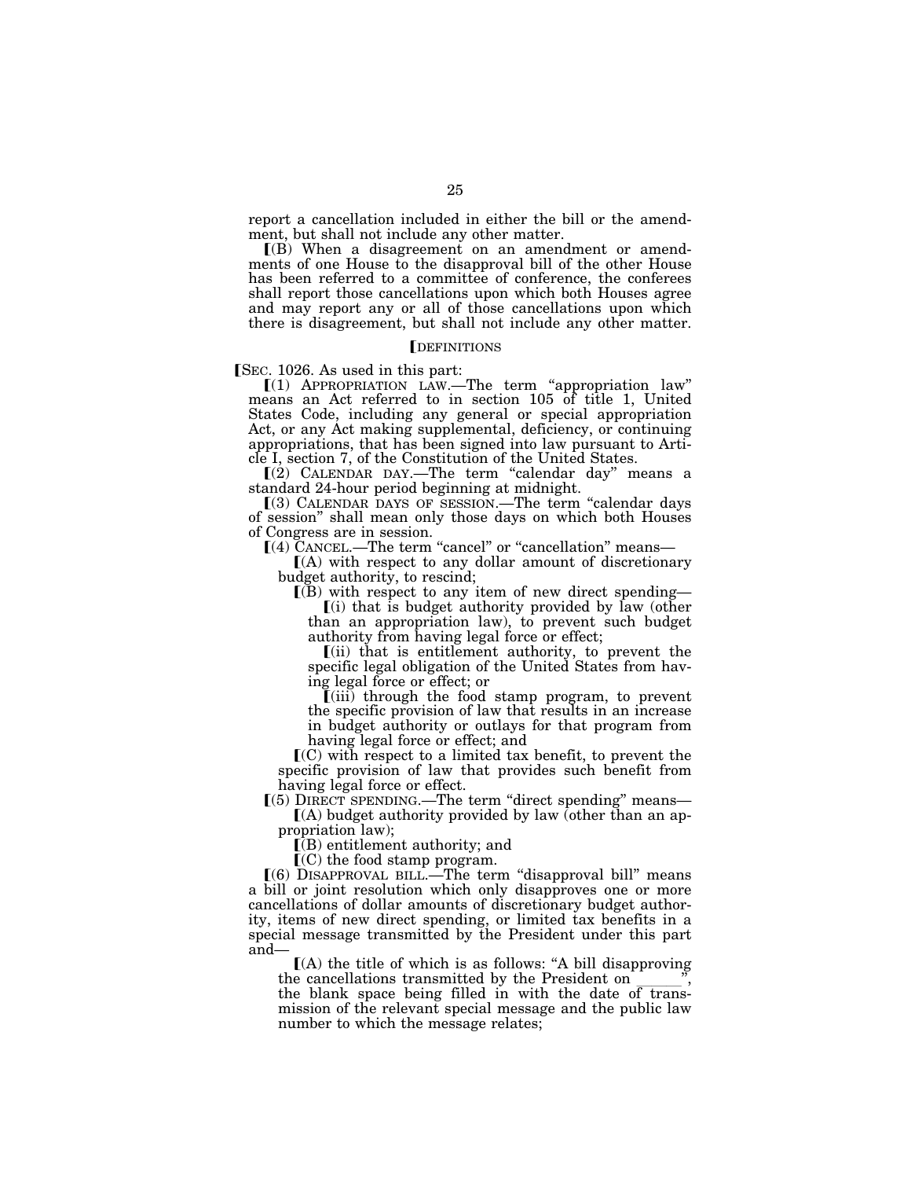report a cancellation included in either the bill or the amendment, but shall not include any other matter.

⟦(B) When a disagreement on an amendment or amendments of one House to the disapproval bill of the other House has been referred to a committee of conference, the conferees shall report those cancellations upon which both Houses agree and may report any or all of those cancellations upon which there is disagreement, but shall not include any other matter.

⟦DEFINITIONS

⟦SEC. 1026. As used in this part:

⟦(1) APPROPRIATION LAW.—The term "appropriation law" means an Act referred to in section 105 of title 1, United States Code, including any general or special appropriation Act, or any Act making supplemental, deficiency, or continuing appropriations, that has been signed into law pursuant to Article I, section 7, of the Constitution of the United States.

⟦(2) CALENDAR DAY.—The term "calendar day" means a standard 24-hour period beginning at midnight.

⟦(3) CALENDAR DAYS OF SESSION.—The term "calendar days of session" shall mean only those days on which both Houses of Congress are in session.

⟦(4) CANCEL.—The term "cancel" or "cancellation" means—

⟦(A) with respect to any dollar amount of discretionary budget authority, to rescind;

⟦(B) with respect to any item of new direct spending—

⟦(i) that is budget authority provided by law (other than an appropriation law), to prevent such budget authority from having legal force or effect;

⟦(ii) that is entitlement authority, to prevent the specific legal obligation of the United States from having legal force or effect; or

⟦(iii) through the food stamp program, to prevent the specific provision of law that results in an increase in budget authority or outlays for that program from having legal force or effect; and

⟦(C) with respect to a limited tax benefit, to prevent the specific provision of law that provides such benefit from having legal force or effect.

⟦(5) DIRECT SPENDING.—The term "direct spending" means—

⟦(A) budget authority provided by law (other than an appropriation law);

⟦(B) entitlement authority; and

⟦(C) the food stamp program.

⟦(6) DISAPPROVAL BILL.—The term "disapproval bill" means a bill or joint resolution which only disapproves one or more cancellations of dollar amounts of discretionary budget authority, items of new direct spending, or limited tax benefits in a special message transmitted by the President under this part and—

⟦(A) the title of which is as follows: "A bill disapproving the cancellations transmitted by the President on \_\_\_\_\_\_", the blank space being filled in with the date of transmission of the relevant special message and the public law number to which the message relates;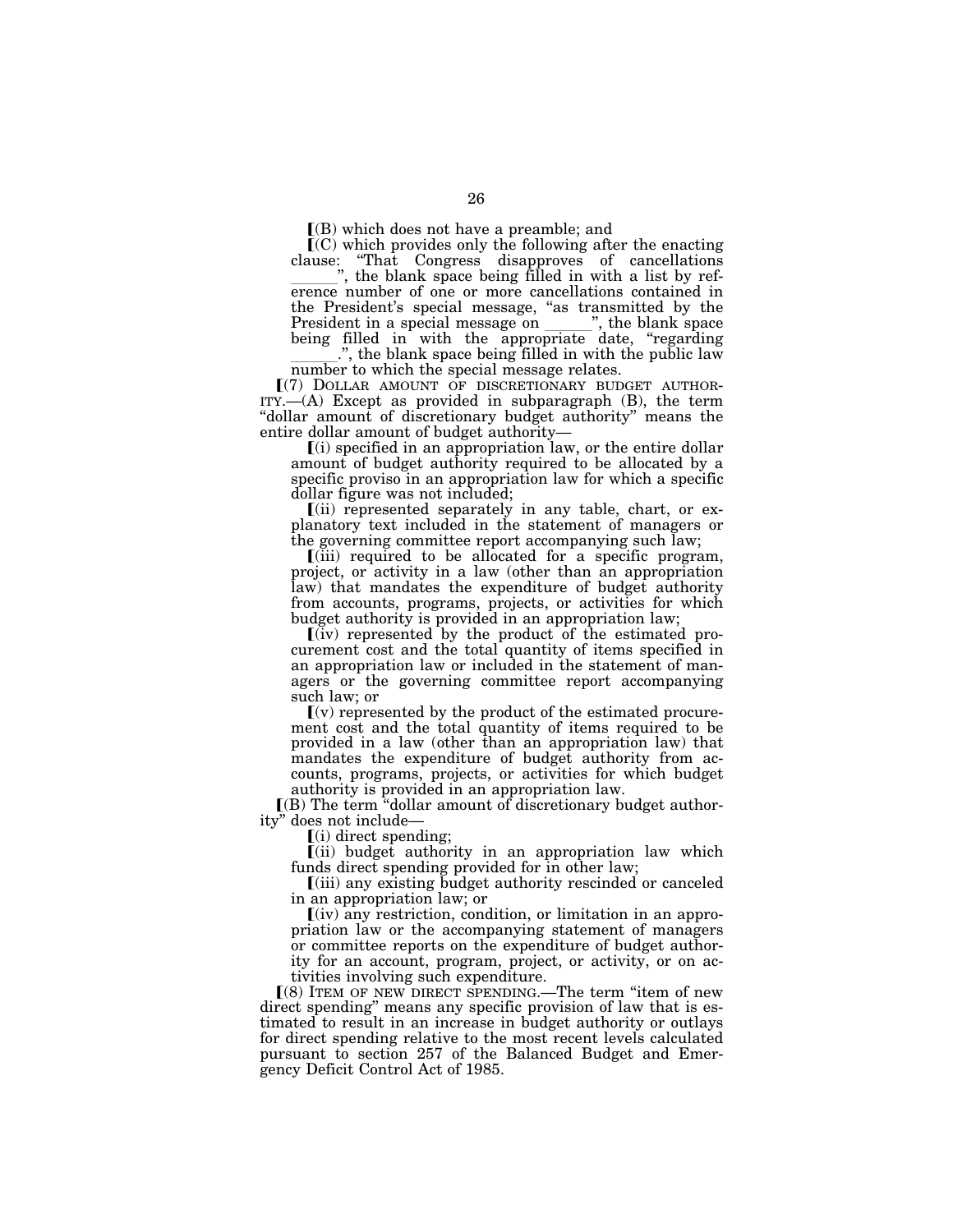⟦(B) which does not have a preamble; and

⟦(C) which provides only the following after the enacting clause: "That Congress disapproves of cancellations \_\_\_\_\_\_", the blank space being filled in with a list by reference number of one or more cancellations contained in the President's special message, "as transmitted by the President in a special message on \_\_\_\_\_\_", the blank space being filled in with the appropriate date, "regarding \_\_\_\_\_\_.", the blank space being filled in with the public law number to which the special message relates.

⟦(7) DOLLAR AMOUNT OF DISCRETIONARY BUDGET AUTHORITY.—(A) Except as provided in subparagraph (B), the term "dollar amount of discretionary budget authority" means the entire dollar amount of budget authority—

⟦(i) specified in an appropriation law, or the entire dollar amount of budget authority required to be allocated by a specific proviso in an appropriation law for which a specific dollar figure was not included;

⟦(ii) represented separately in any table, chart, or explanatory text included in the statement of managers or the governing committee report accompanying such law;

⟦(iii) required to be allocated for a specific program, project, or activity in a law (other than an appropriation law) that mandates the expenditure of budget authority from accounts, programs, projects, or activities for which budget authority is provided in an appropriation law;

⟦(iv) represented by the product of the estimated procurement cost and the total quantity of items specified in an appropriation law or included in the statement of managers or the governing committee report accompanying such law; or

⟦(v) represented by the product of the estimated procurement cost and the total quantity of items required to be provided in a law (other than an appropriation law) that mandates the expenditure of budget authority from accounts, programs, projects, or activities for which budget authority is provided in an appropriation law.

⟦(B) The term "dollar amount of discretionary budget authority" does not include—

⟦(i) direct spending;

⟦(ii) budget authority in an appropriation law which funds direct spending provided for in other law;

⟦(iii) any existing budget authority rescinded or canceled in an appropriation law; or

⟦(iv) any restriction, condition, or limitation in an appropriation law or the accompanying statement of managers or committee reports on the expenditure of budget authority for an account, program, project, or activity, or on activities involving such expenditure.

⟦(8) ITEM OF NEW DIRECT SPENDING.—The term "item of new direct spending" means any specific provision of law that is estimated to result in an increase in budget authority or outlays for direct spending relative to the most recent levels calculated pursuant to section 257 of the Balanced Budget and Emergency Deficit Control Act of 1985.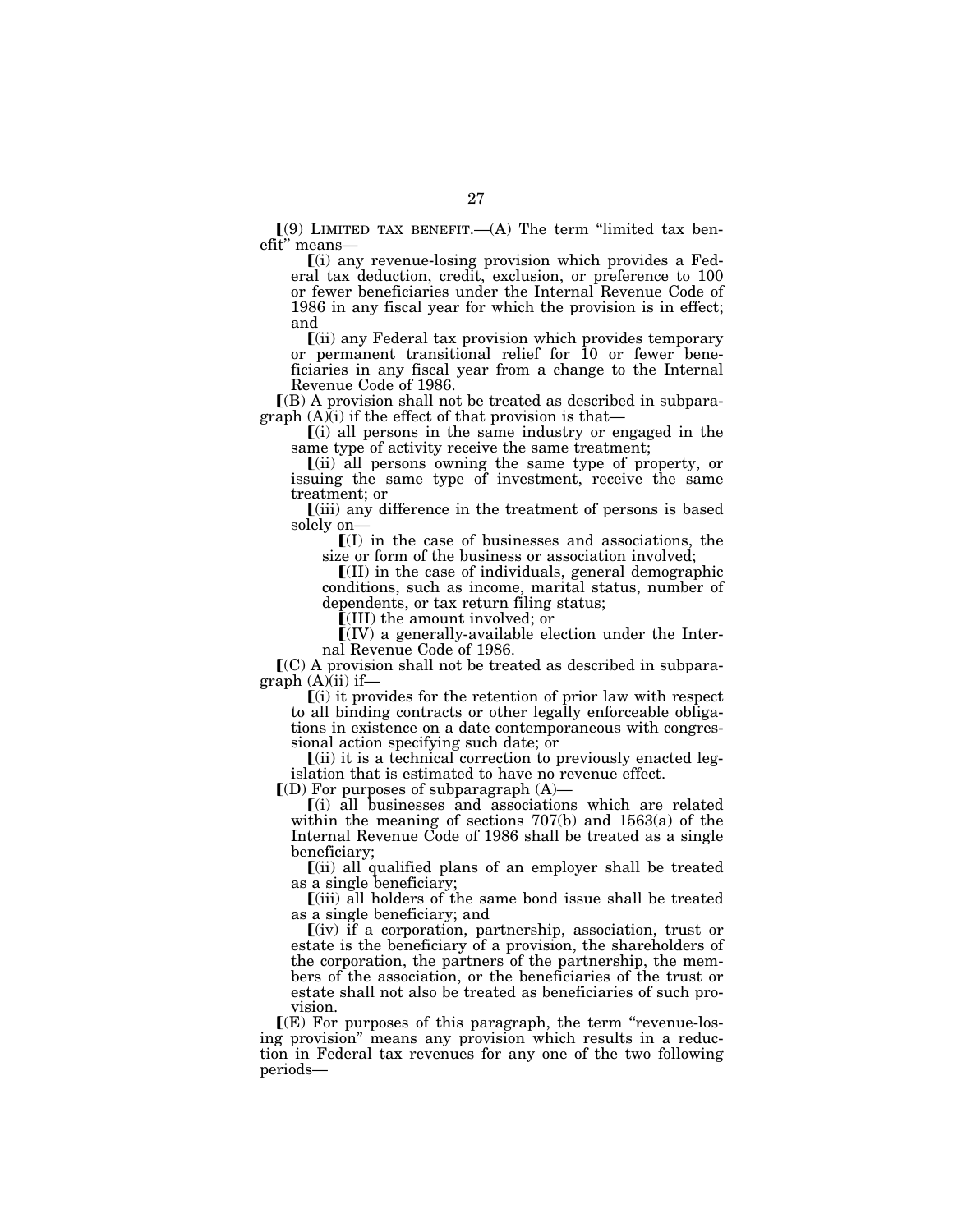⟦(9) LIMITED TAX BENEFIT.—(A) The term "limited tax benefit" means—

⟦(i) any revenue-losing provision which provides a Federal tax deduction, credit, exclusion, or preference to 100 or fewer beneficiaries under the Internal Revenue Code of 1986 in any fiscal year for which the provision is in effect; and

⟦(ii) any Federal tax provision which provides temporary or permanent transitional relief for 10 or fewer beneficiaries in any fiscal year from a change to the Internal Revenue Code of 1986.

⟦(B) A provision shall not be treated as described in subparagraph (A)(i) if the effect of that provision is that—

⟦(i) all persons in the same industry or engaged in the same type of activity receive the same treatment;

⟦(ii) all persons owning the same type of property, or issuing the same type of investment, receive the same treatment; or

⟦(iii) any difference in the treatment of persons is based solely on—

⟦(I) in the case of businesses and associations, the size or form of the business or association involved;

⟦(II) in the case of individuals, general demographic conditions, such as income, marital status, number of dependents, or tax return filing status;

⟦(III) the amount involved; or

⟦(IV) a generally-available election under the Internal Revenue Code of 1986.

⟦(C) A provision shall not be treated as described in subparagraph (A)(ii) if—

⟦(i) it provides for the retention of prior law with respect to all binding contracts or other legally enforceable obligations in existence on a date contemporaneous with congressional action specifying such date; or

⟦(ii) it is a technical correction to previously enacted legislation that is estimated to have no revenue effect.

⟦(D) For purposes of subparagraph (A)—

⟦(i) all businesses and associations which are related within the meaning of sections 707(b) and 1563(a) of the Internal Revenue Code of 1986 shall be treated as a single beneficiary;

⟦(ii) all qualified plans of an employer shall be treated as a single beneficiary;

⟦(iii) all holders of the same bond issue shall be treated as a single beneficiary; and

⟦(iv) if a corporation, partnership, association, trust or estate is the beneficiary of a provision, the shareholders of the corporation, the partners of the partnership, the members of the association, or the beneficiaries of the trust or estate shall not also be treated as beneficiaries of such provision.

⟦(E) For purposes of this paragraph, the term "revenue-losing provision" means any provision which results in a reduction in Federal tax revenues for any one of the two following periods—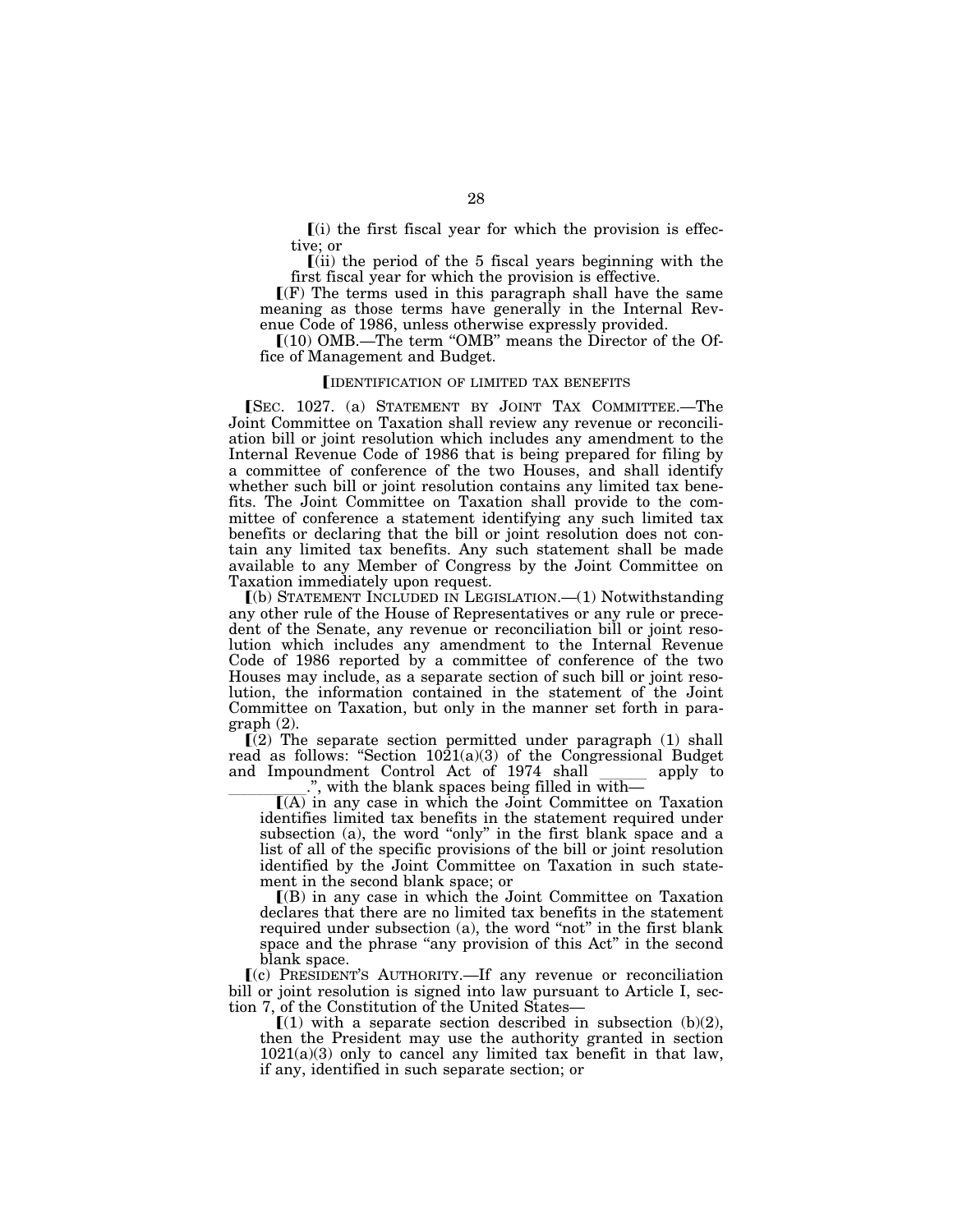⟦(i) the first fiscal year for which the provision is effective; or

⟦(ii) the period of the 5 fiscal years beginning with the first fiscal year for which the provision is effective.

⟦(F) The terms used in this paragraph shall have the same meaning as those terms have generally in the Internal Revenue Code of 1986, unless otherwise expressly provided.

⟦(10) OMB.—The term "OMB" means the Director of the Office of Management and Budget.

⟦IDENTIFICATION OF LIMITED TAX BENEFITS

⟦SEC. 1027. (a) STATEMENT BY JOINT TAX COMMITTEE.—The Joint Committee on Taxation shall review any revenue or reconciliation bill or joint resolution which includes any amendment to the Internal Revenue Code of 1986 that is being prepared for filing by a committee of conference of the two Houses, and shall identify whether such bill or joint resolution contains any limited tax benefits. The Joint Committee on Taxation shall provide to the committee of conference a statement identifying any such limited tax benefits or declaring that the bill or joint resolution does not contain any limited tax benefits. Any such statement shall be made available to any Member of Congress by the Joint Committee on Taxation immediately upon request.

⟦(b) STATEMENT INCLUDED IN LEGISLATION.—(1) Notwithstanding any other rule of the House of Representatives or any rule or precedent of the Senate, any revenue or reconciliation bill or joint resolution which includes any amendment to the Internal Revenue Code of 1986 reported by a committee of conference of the two Houses may include, as a separate section of such bill or joint resolution, the information contained in the statement of the Joint Committee on Taxation, but only in the manner set forth in paragraph (2).

⟦(2) The separate section permitted under paragraph (1) shall read as follows: "Section 1021(a)(3) of the Congressional Budget and Impoundment Control Act of 1974 shall ______ apply to __________.", with the blank spaces being filled in with—

⟦(A) in any case in which the Joint Committee on Taxation identifies limited tax benefits in the statement required under subsection (a), the word "only" in the first blank space and a list of all of the specific provisions of the bill or joint resolution identified by the Joint Committee on Taxation in such statement in the second blank space; or

⟦(B) in any case in which the Joint Committee on Taxation declares that there are no limited tax benefits in the statement required under subsection (a), the word "not" in the first blank space and the phrase "any provision of this Act" in the second blank space.

⟦(c) PRESIDENT'S AUTHORITY.—If any revenue or reconciliation bill or joint resolution is signed into law pursuant to Article I, section 7, of the Constitution of the United States—

⟦(1) with a separate section described in subsection (b)(2), then the President may use the authority granted in section 1021(a)(3) only to cancel any limited tax benefit in that law, if any, identified in such separate section; or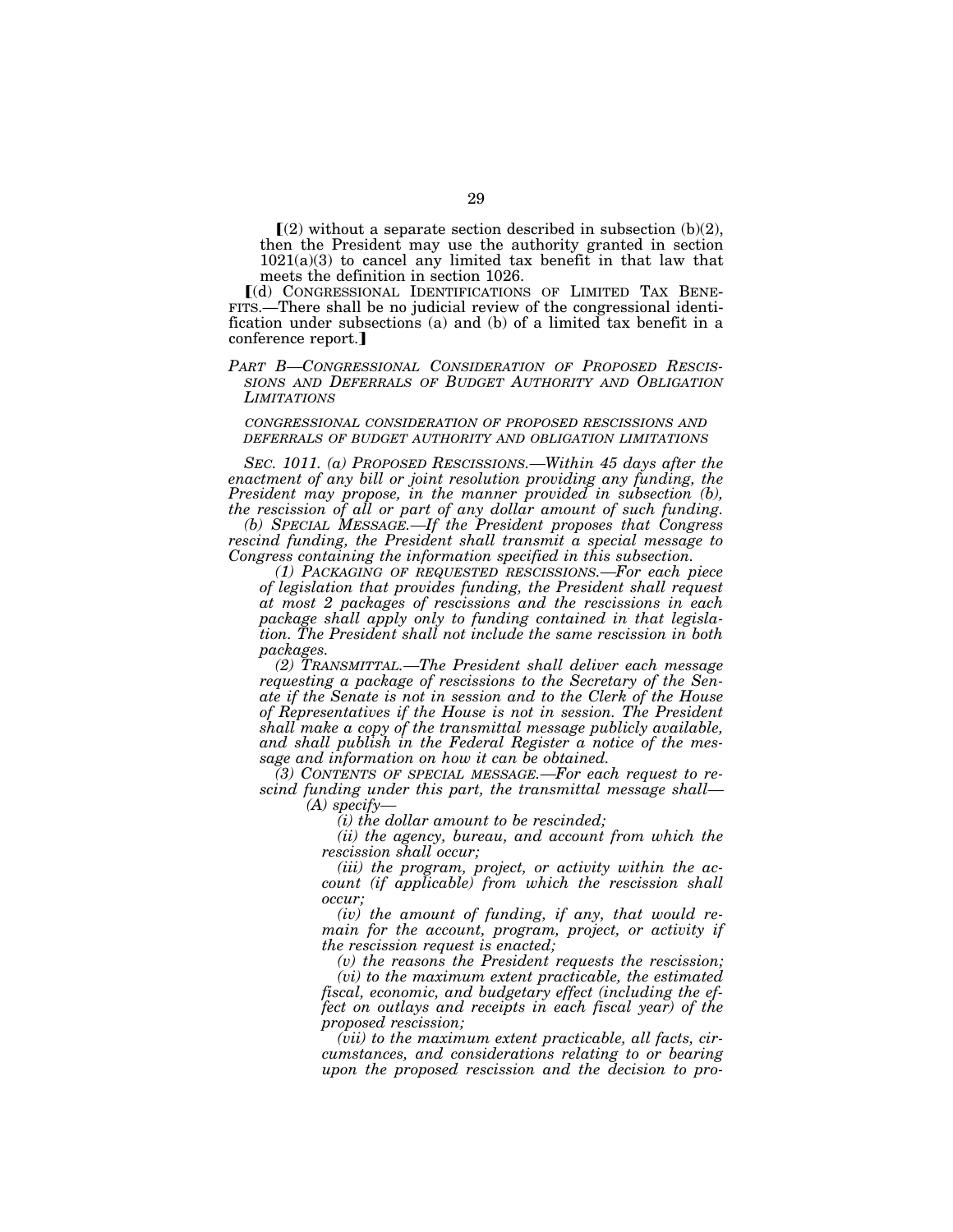⟦(2) without a separate section described in subsection (b)(2), then the President may use the authority granted in section 1021(a)(3) to cancel any limited tax benefit in that law that meets the definition in section 1026.

⟦(d) CONGRESSIONAL IDENTIFICATIONS OF LIMITED TAX BENEFITS.—There shall be no judicial review of the congressional identification under subsections (a) and (b) of a limited tax benefit in a conference report.⟧

*PART B—CONGRESSIONAL CONSIDERATION OF PROPOSED RESCISSIONS AND DEFERRALS OF BUDGET AUTHORITY AND OBLIGATION LIMITATIONS*

*CONGRESSIONAL CONSIDERATION OF PROPOSED RESCISSIONS AND DEFERRALS OF BUDGET AUTHORITY AND OBLIGATION LIMITATIONS*

*SEC. 1011. (a) PROPOSED RESCISSIONS.—Within 45 days after the enactment of any bill or joint resolution providing any funding, the President may propose, in the manner provided in subsection (b), the rescission of all or part of any dollar amount of such funding.*

*(b) SPECIAL MESSAGE.—If the President proposes that Congress rescind funding, the President shall transmit a special message to Congress containing the information specified in this subsection.*

*(1) PACKAGING OF REQUESTED RESCISSIONS.—For each piece of legislation that provides funding, the President shall request at most 2 packages of rescissions and the rescissions in each package shall apply only to funding contained in that legislation. The President shall not include the same rescission in both packages.*

*(2) TRANSMITTAL.—The President shall deliver each message requesting a package of rescissions to the Secretary of the Senate if the Senate is not in session and to the Clerk of the House of Representatives if the House is not in session. The President shall make a copy of the transmittal message publicly available, and shall publish in the Federal Register a notice of the message and information on how it can be obtained.*

*(3) CONTENTS OF SPECIAL MESSAGE.—For each request to rescind funding under this part, the transmittal message shall—*

*(A) specify—*

*(i) the dollar amount to be rescinded;*

*(ii) the agency, bureau, and account from which the rescission shall occur;*

*(iii) the program, project, or activity within the account (if applicable) from which the rescission shall occur;*

*(iv) the amount of funding, if any, that would remain for the account, program, project, or activity if the rescission request is enacted;*

*(v) the reasons the President requests the rescission;*

*(vi) to the maximum extent practicable, the estimated fiscal, economic, and budgetary effect (including the effect on outlays and receipts in each fiscal year) of the proposed rescission;*

*(vii) to the maximum extent practicable, all facts, circumstances, and considerations relating to or bearing upon the proposed rescission and the decision to pro-*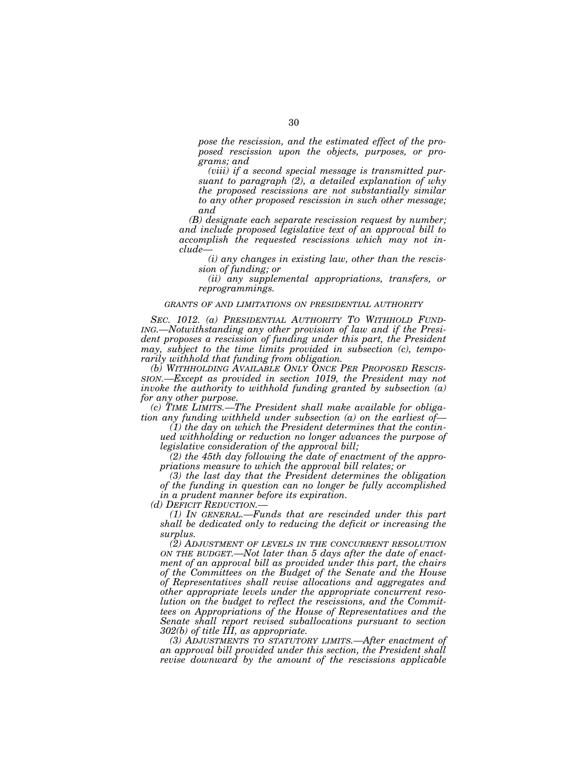*pose the rescission, and the estimated effect of the proposed rescission upon the objects, purposes, or programs; and*

*(viii) if a second special message is transmitted pursuant to paragraph (2), a detailed explanation of why the proposed rescissions are not substantially similar to any other proposed rescission in such other message; and*

*(B) designate each separate rescission request by number; and include proposed legislative text of an approval bill to accomplish the requested rescissions which may not include—*

*(i) any changes in existing law, other than the rescission of funding; or*

*(ii) any supplemental appropriations, transfers, or reprogrammings.*

*GRANTS OF AND LIMITATIONS ON PRESIDENTIAL AUTHORITY*

*SEC. 1012. (a) PRESIDENTIAL AUTHORITY TO WITHHOLD FUNDING.—Notwithstanding any other provision of law and if the President proposes a rescission of funding under this part, the President may, subject to the time limits provided in subsection (c), temporarily withhold that funding from obligation.*

*(b) WITHHOLDING AVAILABLE ONLY ONCE PER PROPOSED RESCISSION.—Except as provided in section 1019, the President may not invoke the authority to withhold funding granted by subsection (a) for any other purpose.*

*(c) TIME LIMITS.—The President shall make available for obligation any funding withheld under subsection (a) on the earliest of—*

*(1) the day on which the President determines that the continued withholding or reduction no longer advances the purpose of legislative consideration of the approval bill;*

*(2) the 45th day following the date of enactment of the appropriations measure to which the approval bill relates; or*

*(3) the last day that the President determines the obligation of the funding in question can no longer be fully accomplished in a prudent manner before its expiration.*

*(d) DEFICIT REDUCTION.—*

*(1) IN GENERAL.—Funds that are rescinded under this part shall be dedicated only to reducing the deficit or increasing the surplus.*

*(2) ADJUSTMENT OF LEVELS IN THE CONCURRENT RESOLUTION ON THE BUDGET.—Not later than 5 days after the date of enactment of an approval bill as provided under this part, the chairs of the Committees on the Budget of the Senate and the House of Representatives shall revise allocations and aggregates and other appropriate levels under the appropriate concurrent resolution on the budget to reflect the rescissions, and the Committees on Appropriations of the House of Representatives and the Senate shall report revised suballocations pursuant to section 302(b) of title III, as appropriate.*

*(3) ADJUSTMENTS TO STATUTORY LIMITS.—After enactment of an approval bill provided under this section, the President shall revise downward by the amount of the rescissions applicable*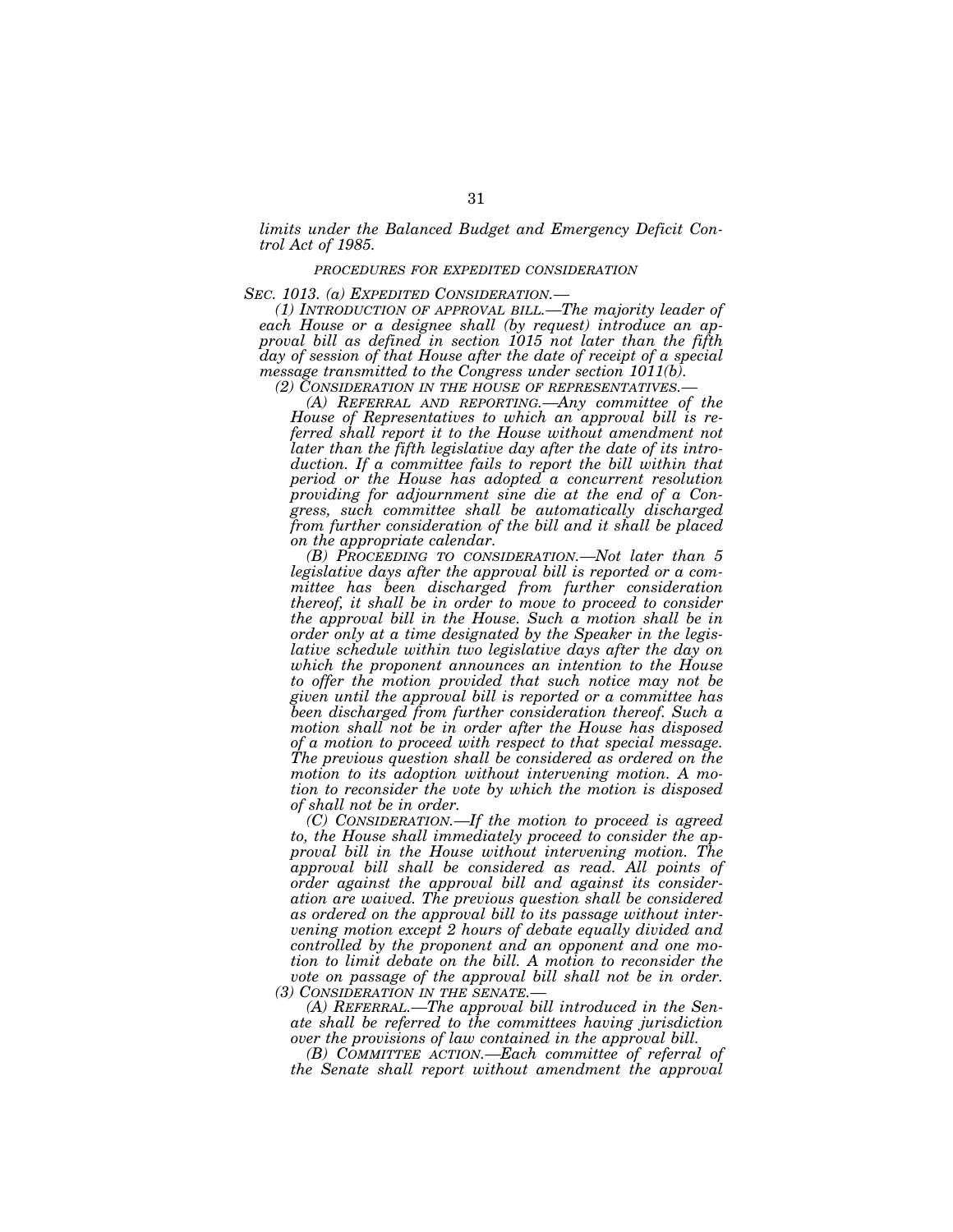*limits under the Balanced Budget and Emergency Deficit Control Act of 1985.*

*PROCEDURES FOR EXPEDITED CONSIDERATION*

*SEC. 1013. (a) EXPEDITED CONSIDERATION.—*

*(1) INTRODUCTION OF APPROVAL BILL.—The majority leader of each House or a designee shall (by request) introduce an approval bill as defined in section 1015 not later than the fifth day of session of that House after the date of receipt of a special message transmitted to the Congress under section 1011(b).*

*(2) CONSIDERATION IN THE HOUSE OF REPRESENTATIVES.—*

*(A) REFERRAL AND REPORTING.—Any committee of the House of Representatives to which an approval bill is referred shall report it to the House without amendment not later than the fifth legislative day after the date of its introduction. If a committee fails to report the bill within that period or the House has adopted a concurrent resolution providing for adjournment sine die at the end of a Congress, such committee shall be automatically discharged from further consideration of the bill and it shall be placed on the appropriate calendar.*

*(B) PROCEEDING TO CONSIDERATION.—Not later than 5 legislative days after the approval bill is reported or a committee has been discharged from further consideration thereof, it shall be in order to move to proceed to consider the approval bill in the House. Such a motion shall be in order only at a time designated by the Speaker in the legislative schedule within two legislative days after the day on which the proponent announces an intention to the House to offer the motion provided that such notice may not be given until the approval bill is reported or a committee has been discharged from further consideration thereof. Such a motion shall not be in order after the House has disposed of a motion to proceed with respect to that special message. The previous question shall be considered as ordered on the motion to its adoption without intervening motion. A motion to reconsider the vote by which the motion is disposed of shall not be in order.*

*(C) CONSIDERATION.—If the motion to proceed is agreed to, the House shall immediately proceed to consider the approval bill in the House without intervening motion. The approval bill shall be considered as read. All points of order against the approval bill and against its consideration are waived. The previous question shall be considered as ordered on the approval bill to its passage without intervening motion except 2 hours of debate equally divided and controlled by the proponent and an opponent and one motion to limit debate on the bill. A motion to reconsider the vote on passage of the approval bill shall not be in order.*

*(3) CONSIDERATION IN THE SENATE.—*

*(A) REFERRAL.—The approval bill introduced in the Senate shall be referred to the committees having jurisdiction over the provisions of law contained in the approval bill.*

*(B) COMMITTEE ACTION.—Each committee of referral of the Senate shall report without amendment the approval*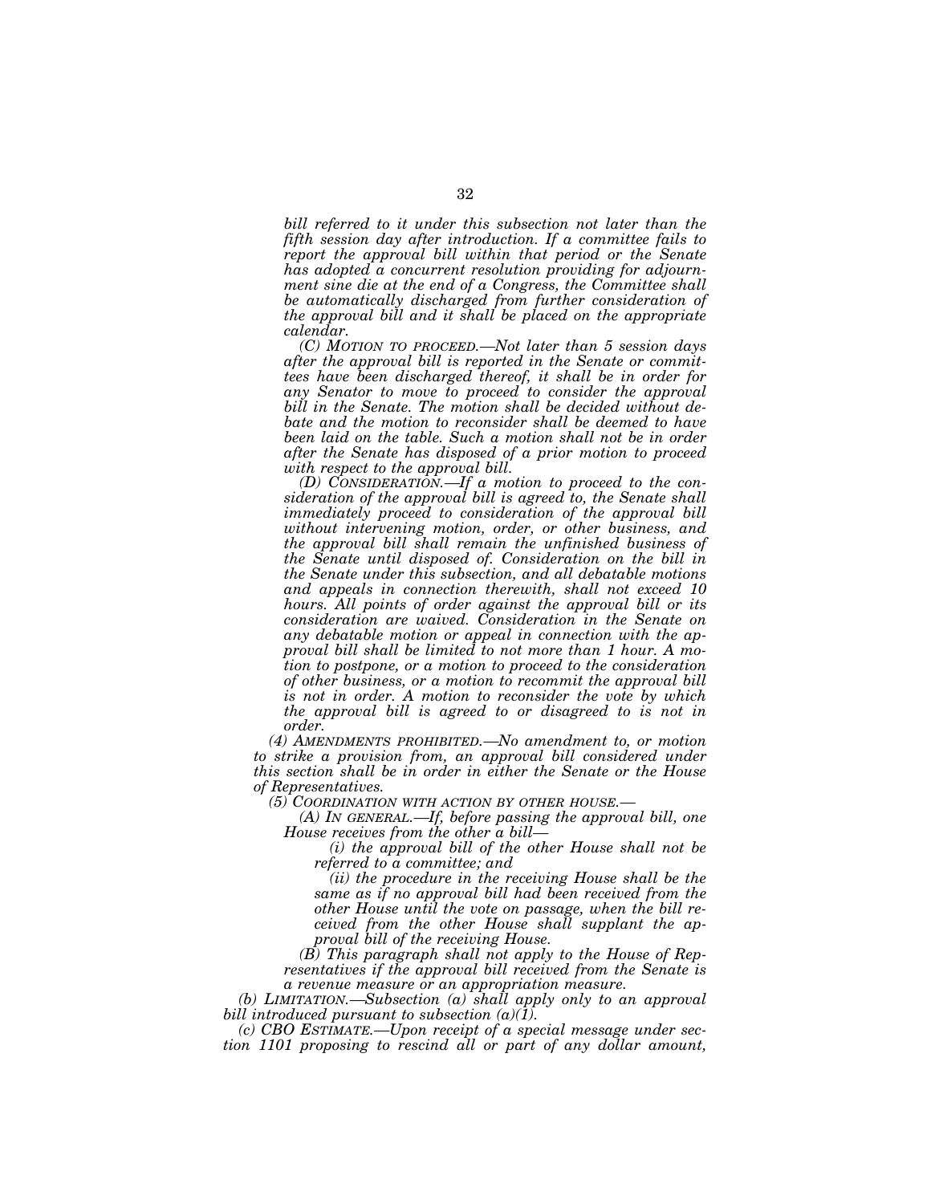*bill referred to it under this subsection not later than the fifth session day after introduction. If a committee fails to report the approval bill within that period or the Senate has adopted a concurrent resolution providing for adjournment sine die at the end of a Congress, the Committee shall be automatically discharged from further consideration of the approval bill and it shall be placed on the appropriate calendar.*

*(C) MOTION TO PROCEED.—Not later than 5 session days after the approval bill is reported in the Senate or committees have been discharged thereof, it shall be in order for any Senator to move to proceed to consider the approval bill in the Senate. The motion shall be decided without debate and the motion to reconsider shall be deemed to have been laid on the table. Such a motion shall not be in order after the Senate has disposed of a prior motion to proceed with respect to the approval bill.*

*(D) CONSIDERATION.—If a motion to proceed to the consideration of the approval bill is agreed to, the Senate shall immediately proceed to consideration of the approval bill without intervening motion, order, or other business, and the approval bill shall remain the unfinished business of the Senate until disposed of. Consideration on the bill in the Senate under this subsection, and all debatable motions and appeals in connection therewith, shall not exceed 10 hours. All points of order against the approval bill or its consideration are waived. Consideration in the Senate on any debatable motion or appeal in connection with the approval bill shall be limited to not more than 1 hour. A motion to postpone, or a motion to proceed to the consideration of other business, or a motion to recommit the approval bill is not in order. A motion to reconsider the vote by which the approval bill is agreed to or disagreed to is not in order.*

*(4) AMENDMENTS PROHIBITED.—No amendment to, or motion to strike a provision from, an approval bill considered under this section shall be in order in either the Senate or the House of Representatives.*

*(5) COORDINATION WITH ACTION BY OTHER HOUSE.—*

*(A) IN GENERAL.—If, before passing the approval bill, one House receives from the other a bill—*

*(i) the approval bill of the other House shall not be referred to a committee; and*

*(ii) the procedure in the receiving House shall be the same as if no approval bill had been received from the other House until the vote on passage, when the bill received from the other House shall supplant the approval bill of the receiving House.*

*(B) This paragraph shall not apply to the House of Representatives if the approval bill received from the Senate is a revenue measure or an appropriation measure.*

*(b) LIMITATION.—Subsection (a) shall apply only to an approval bill introduced pursuant to subsection (a)(1).*

*(c) CBO ESTIMATE.—Upon receipt of a special message under section 1101 proposing to rescind all or part of any dollar amount,*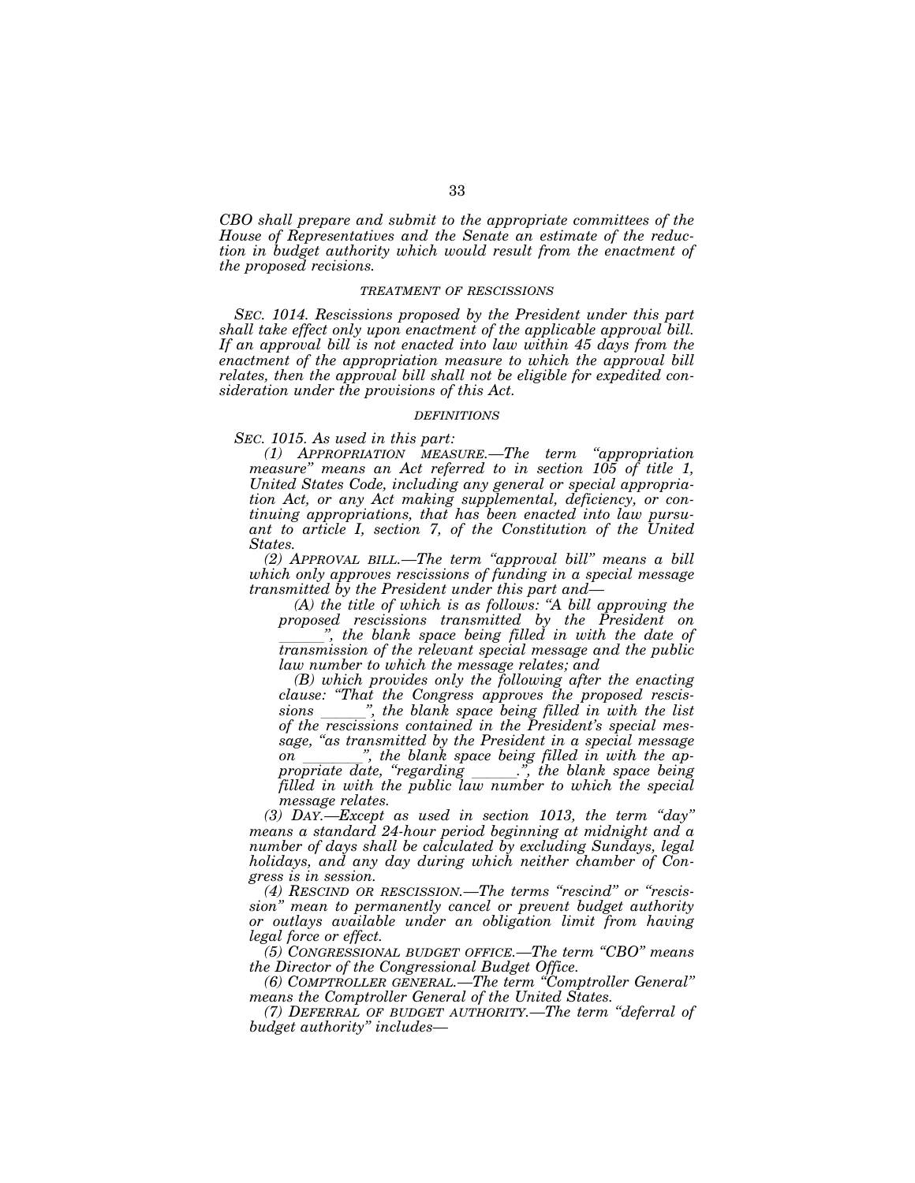*CBO shall prepare and submit to the appropriate committees of the House of Representatives and the Senate an estimate of the reduction in budget authority which would result from the enactment of the proposed recisions.*

*TREATMENT OF RESCISSIONS*

*SEC. 1014. Rescissions proposed by the President under this part shall take effect only upon enactment of the applicable approval bill. If an approval bill is not enacted into law within 45 days from the enactment of the appropriation measure to which the approval bill relates, then the approval bill shall not be eligible for expedited consideration under the provisions of this Act.*

*DEFINITIONS*

*SEC. 1015. As used in this part:*

*(1) APPROPRIATION MEASURE.—The term "appropriation measure" means an Act referred to in section 105 of title 1, United States Code, including any general or special appropriation Act, or any Act making supplemental, deficiency, or continuing appropriations, that has been enacted into law pursuant to article I, section 7, of the Constitution of the United States.*

*(2) APPROVAL BILL.—The term "approval bill" means a bill which only approves rescissions of funding in a special message transmitted by the President under this part and—*

*(A) the title of which is as follows: "A bill approving the proposed rescissions transmitted by the President on ______", the blank space being filled in with the date of transmission of the relevant special message and the public law number to which the message relates; and*

*(B) which provides only the following after the enacting clause: "That the Congress approves the proposed rescissions ______", the blank space being filled in with the list of the rescissions contained in the President's special message, "as transmitted by the President in a special message on ________", the blank space being filled in with the appropriate date, "regarding ______.", the blank space being filled in with the public law number to which the special message relates.*

*(3) DAY.—Except as used in section 1013, the term "day" means a standard 24-hour period beginning at midnight and a number of days shall be calculated by excluding Sundays, legal holidays, and any day during which neither chamber of Congress is in session.*

*(4) RESCIND OR RESCISSION.—The terms "rescind" or "rescission" mean to permanently cancel or prevent budget authority or outlays available under an obligation limit from having legal force or effect.*

*(5) CONGRESSIONAL BUDGET OFFICE.—The term "CBO" means the Director of the Congressional Budget Office.*

*(6) COMPTROLLER GENERAL.—The term "Comptroller General" means the Comptroller General of the United States.*

*(7) DEFERRAL OF BUDGET AUTHORITY.—The term "deferral of budget authority" includes—*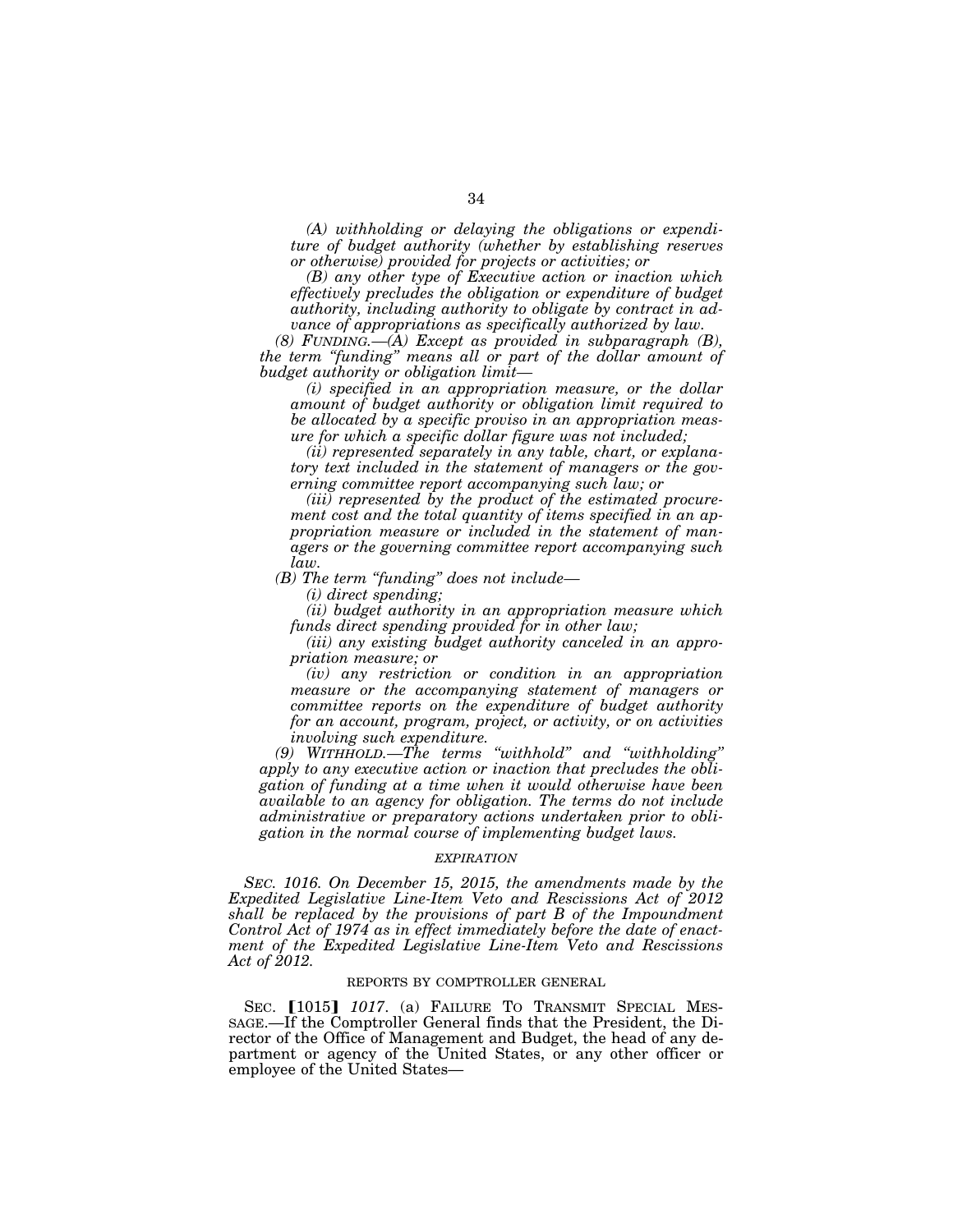*(A) withholding or delaying the obligations or expenditure of budget authority (whether by establishing reserves or otherwise) provided for projects or activities; or*

*(B) any other type of Executive action or inaction which effectively precludes the obligation or expenditure of budget authority, including authority to obligate by contract in advance of appropriations as specifically authorized by law.*

*(8) FUNDING.—(A) Except as provided in subparagraph (B), the term "funding" means all or part of the dollar amount of budget authority or obligation limit—*

*(i) specified in an appropriation measure, or the dollar amount of budget authority or obligation limit required to be allocated by a specific proviso in an appropriation measure for which a specific dollar figure was not included;*

*(ii) represented separately in any table, chart, or explanatory text included in the statement of managers or the governing committee report accompanying such law; or*

*(iii) represented by the product of the estimated procurement cost and the total quantity of items specified in an appropriation measure or included in the statement of managers or the governing committee report accompanying such law.*

*(B) The term "funding" does not include—*

*(i) direct spending;*

*(ii) budget authority in an appropriation measure which funds direct spending provided for in other law;*

*(iii) any existing budget authority canceled in an appropriation measure; or*

*(iv) any restriction or condition in an appropriation measure or the accompanying statement of managers or committee reports on the expenditure of budget authority for an account, program, project, or activity, or on activities involving such expenditure.*

*(9) WITHHOLD.—The terms "withhold" and "withholding" apply to any executive action or inaction that precludes the obligation of funding at a time when it would otherwise have been available to an agency for obligation. The terms do not include administrative or preparatory actions undertaken prior to obligation in the normal course of implementing budget laws.*

*EXPIRATION*

*SEC. 1016. On December 15, 2015, the amendments made by the Expedited Legislative Line-Item Veto and Rescissions Act of 2012 shall be replaced by the provisions of part B of the Impoundment Control Act of 1974 as in effect immediately before the date of enactment of the Expedited Legislative Line-Item Veto and Rescissions Act of 2012.*

REPORTS BY COMPTROLLER GENERAL

SEC. [1015] *1017*. (a) FAILURE TO TRANSMIT SPECIAL MESSAGE.—If the Comptroller General finds that the President, the Director of the Office of Management and Budget, the head of any department or agency of the United States, or any other officer or employee of the United States—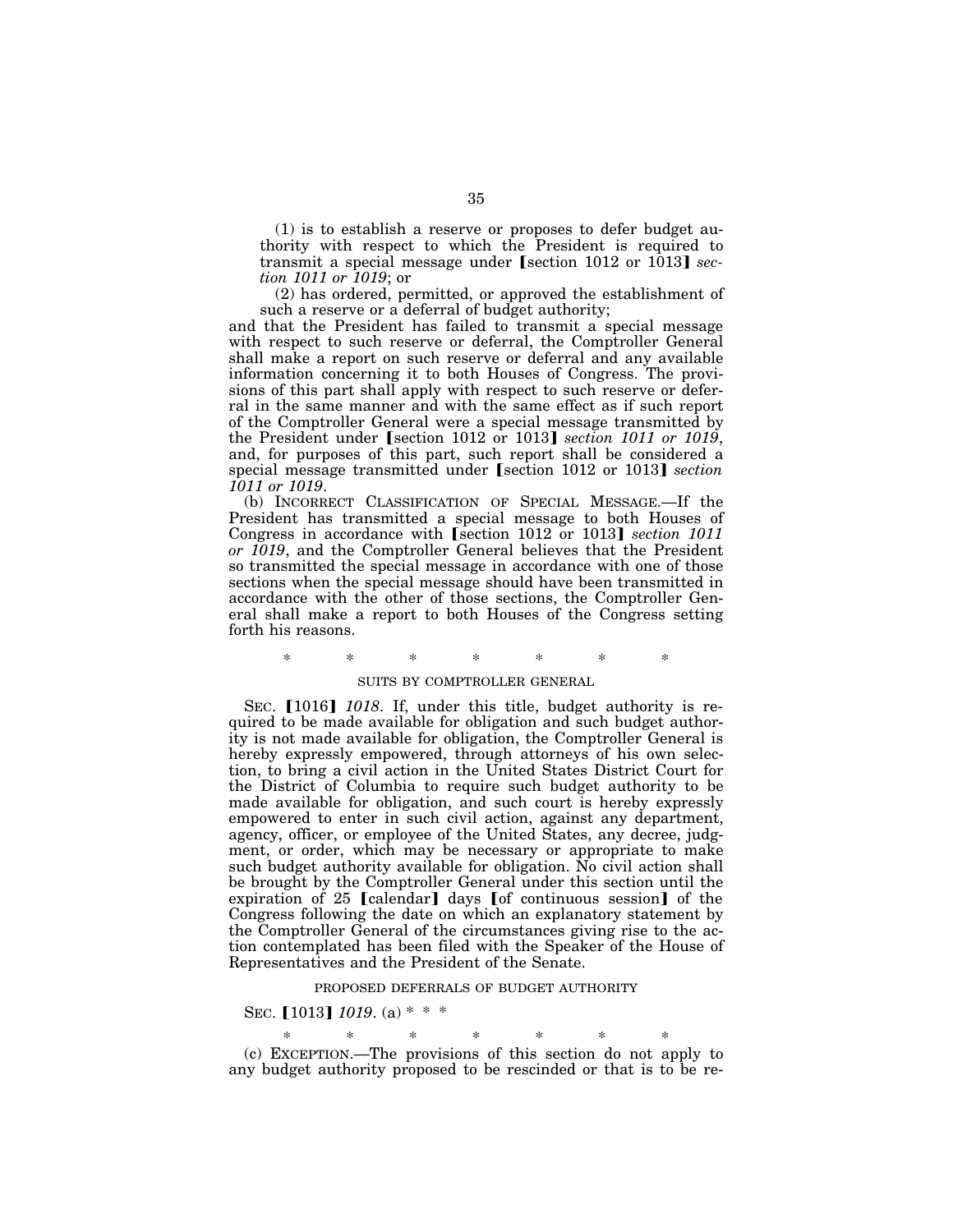(1) is to establish a reserve or proposes to defer budget authority with respect to which the President is required to transmit a special message under [section 1012 or 1013] *section 1011 or 1019*; or

(2) has ordered, permitted, or approved the establishment of such a reserve or a deferral of budget authority;

and that the President has failed to transmit a special message with respect to such reserve or deferral, the Comptroller General shall make a report on such reserve or deferral and any available information concerning it to both Houses of Congress. The provisions of this part shall apply with respect to such reserve or deferral in the same manner and with the same effect as if such report of the Comptroller General were a special message transmitted by the President under [section 1012 or 1013] *section 1011 or 1019*, and, for purposes of this part, such report shall be considered a special message transmitted under [section 1012 or 1013] *section 1011 or 1019*.

(b) INCORRECT CLASSIFICATION OF SPECIAL MESSAGE.—If the President has transmitted a special message to both Houses of Congress in accordance with [section 1012 or 1013] *section 1011 or 1019*, and the Comptroller General believes that the President so transmitted the special message in accordance with one of those sections when the special message should have been transmitted in accordance with the other of those sections, the Comptroller General shall make a report to both Houses of the Congress setting forth his reasons.

\* \* \* \* \* \* \*

SUITS BY COMPTROLLER GENERAL

SEC. [1016] *1018*. If, under this title, budget authority is required to be made available for obligation and such budget authority is not made available for obligation, the Comptroller General is hereby expressly empowered, through attorneys of his own selection, to bring a civil action in the United States District Court for the District of Columbia to require such budget authority to be made available for obligation, and such court is hereby expressly empowered to enter in such civil action, against any department, agency, officer, or employee of the United States, any decree, judgment, or order, which may be necessary or appropriate to make such budget authority available for obligation. No civil action shall be brought by the Comptroller General under this section until the expiration of 25 [calendar] days [of continuous session] of the Congress following the date on which an explanatory statement by the Comptroller General of the circumstances giving rise to the action contemplated has been filed with the Speaker of the House of Representatives and the President of the Senate.

PROPOSED DEFERRALS OF BUDGET AUTHORITY

SEC. [1013] *1019*. (a) \* \* \*

\* \* \* \* \* \* \*

(c) EXCEPTION.—The provisions of this section do not apply to any budget authority proposed to be rescinded or that is to be re-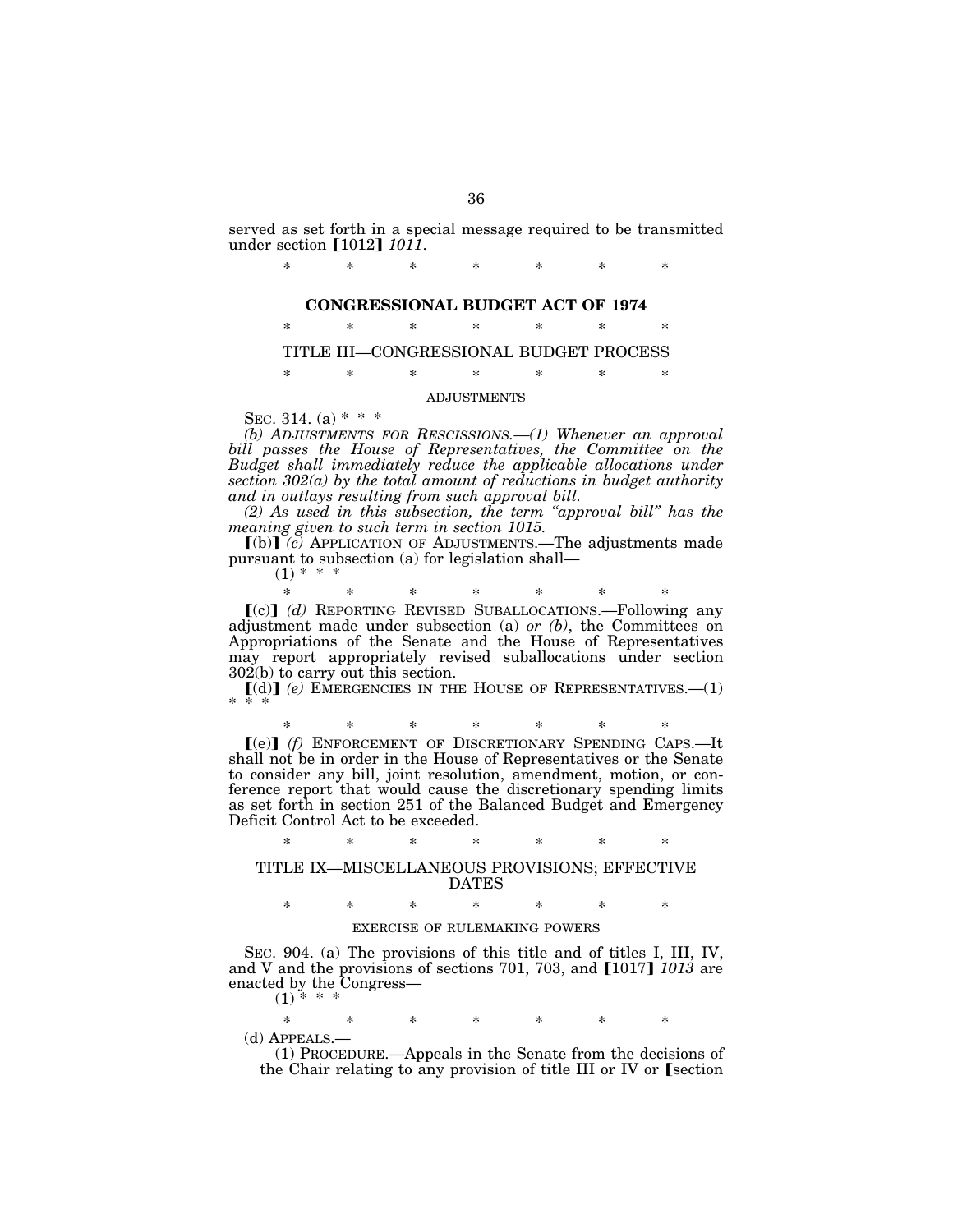served as set forth in a special message required to be transmitted under section 【1012】 *1011*.

\* \* \* \* \* \* \*

---

## CONGRESSIONAL BUDGET ACT OF 1974

\* \* \* \* \* \* \*

### TITLE III—CONGRESSIONAL BUDGET PROCESS

\* \* \* \* \* \* \*

ADJUSTMENTS

SEC. 314. (a) \* \* \*

*(b) ADJUSTMENTS FOR RESCISSIONS.—(1) Whenever an approval bill passes the House of Representatives, the Committee on the Budget shall immediately reduce the applicable allocations under section 302(a) by the total amount of reductions in budget authority and in outlays resulting from such approval bill.*

*(2) As used in this subsection, the term "approval bill" has the meaning given to such term in section 1015.*

【(b)】 *(c)* APPLICATION OF ADJUSTMENTS.—The adjustments made pursuant to subsection (a) for legislation shall—

(1) \* \* \*

\* \* \* \* \* \* \*

【(c)】 *(d)* REPORTING REVISED SUBALLOCATIONS.—Following any adjustment made under subsection (a) *or (b)*, the Committees on Appropriations of the Senate and the House of Representatives may report appropriately revised suballocations under section 302(b) to carry out this section.

【(d)】 *(e)* EMERGENCIES IN THE HOUSE OF REPRESENTATIVES.—(1) \* \* \*

\* \* \* \* \* \* \*

【(e)】 *(f)* ENFORCEMENT OF DISCRETIONARY SPENDING CAPS.—It shall not be in order in the House of Representatives or the Senate to consider any bill, joint resolution, amendment, motion, or conference report that would cause the discretionary spending limits as set forth in section 251 of the Balanced Budget and Emergency Deficit Control Act to be exceeded.

\* \* \* \* \* \* \*

### TITLE IX—MISCELLANEOUS PROVISIONS; EFFECTIVE DATES

\* \* \* \* \* \* \*

EXERCISE OF RULEMAKING POWERS

SEC. 904. (a) The provisions of this title and of titles I, III, IV, and V and the provisions of sections 701, 703, and 【1017】 *1013* are enacted by the Congress—

(1) \* \* \*

\* \* \* \* \* \* \*

(d) APPEALS.—

(1) PROCEDURE.—Appeals in the Senate from the decisions of the Chair relating to any provision of title III or IV or 【section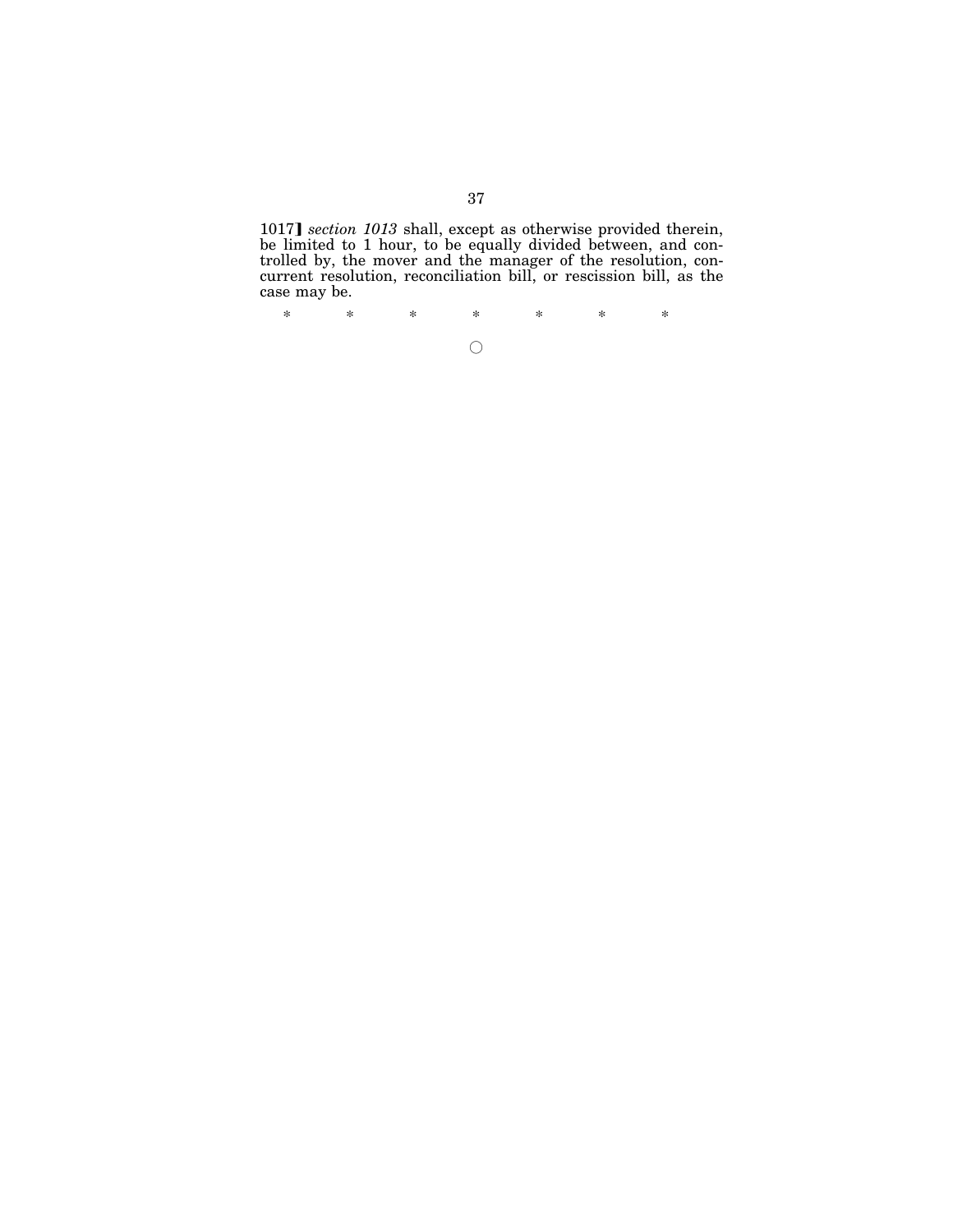1017❳ *section 1013* shall, except as otherwise provided therein, be limited to 1 hour, to be equally divided between, and controlled by, the mover and the manager of the resolution, concurrent resolution, reconciliation bill, or rescission bill, as the case may be.

\* \* \* \* \* \* \*

○